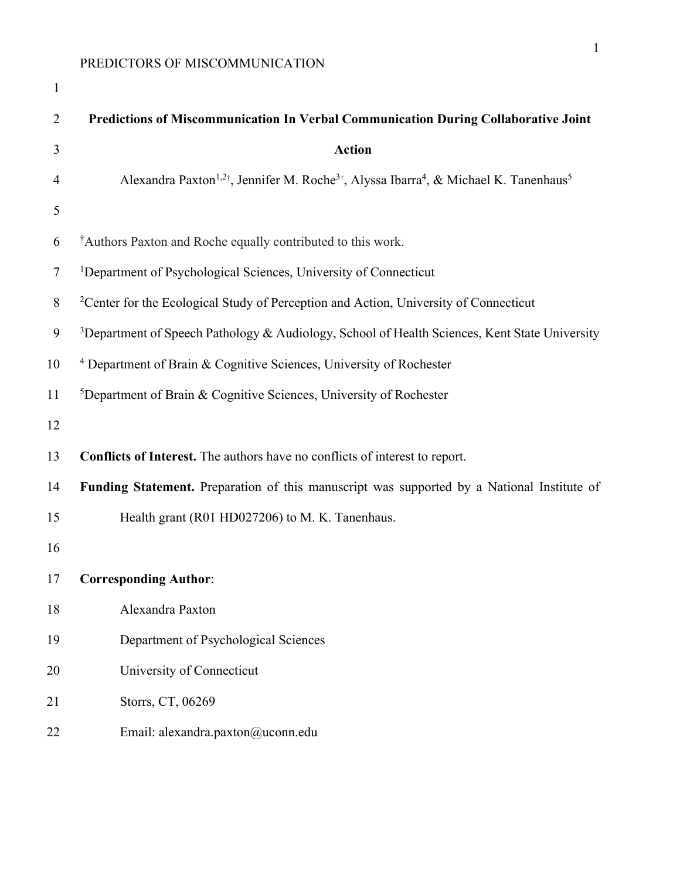# Predictions of Miscommunication In Verbal Communication During Collaborative Joint Action

Alexandra Paxton[1,2†], Jennifer M. Roche[3†], Alyssa Ibarra[4], & Michael K. Tanenhaus[5]

[†]Authors Paxton and Roche equally contributed to this work.

[1]Department of Psychological Sciences, University of Connecticut

[2]Center for the Ecological Study of Perception and Action, University of Connecticut

[3]Department of Speech Pathology & Audiology, School of Health Sciences, Kent State University

[4] Department of Brain & Cognitive Sciences, University of Rochester

[5]Department of Brain & Cognitive Sciences, University of Rochester

**Conflicts of Interest.** The authors have no conflicts of interest to report.

**Funding Statement.** Preparation of this manuscript was supported by a National Institute of Health grant (R01 HD027206) to M. K. Tanenhaus.

**Corresponding Author**:

Alexandra Paxton

Department of Psychological Sciences

University of Connecticut

Storrs, CT, 06269

Email: alexandra.paxton@uconn.edu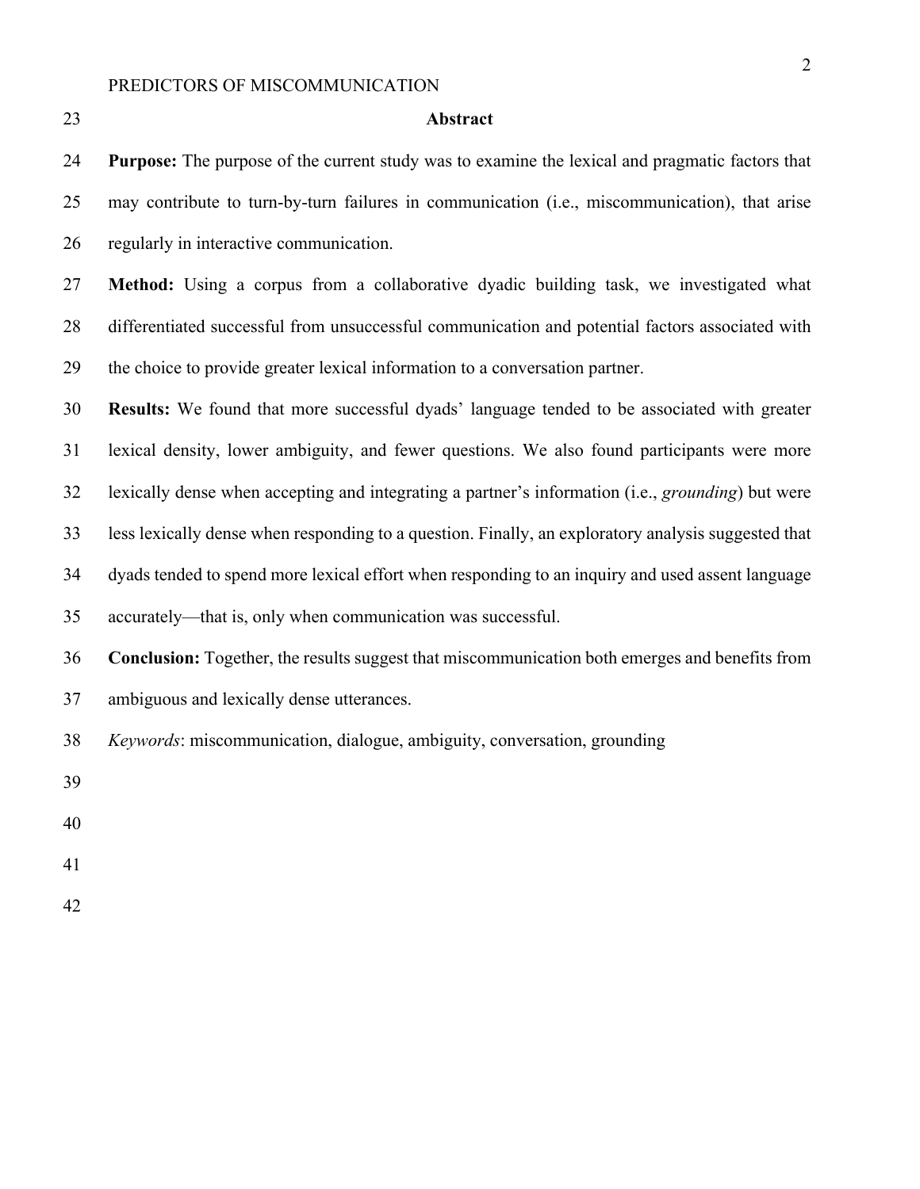## Abstract

**Purpose:** The purpose of the current study was to examine the lexical and pragmatic factors that may contribute to turn-by-turn failures in communication (i.e., miscommunication), that arise regularly in interactive communication.

**Method:** Using a corpus from a collaborative dyadic building task, we investigated what differentiated successful from unsuccessful communication and potential factors associated with the choice to provide greater lexical information to a conversation partner.

**Results:** We found that more successful dyads' language tended to be associated with greater lexical density, lower ambiguity, and fewer questions. We also found participants were more lexically dense when accepting and integrating a partner's information (i.e., *grounding*) but were less lexically dense when responding to a question. Finally, an exploratory analysis suggested that dyads tended to spend more lexical effort when responding to an inquiry and used assent language accurately—that is, only when communication was successful.

**Conclusion:** Together, the results suggest that miscommunication both emerges and benefits from ambiguous and lexically dense utterances.

*Keywords*: miscommunication, dialogue, ambiguity, conversation, grounding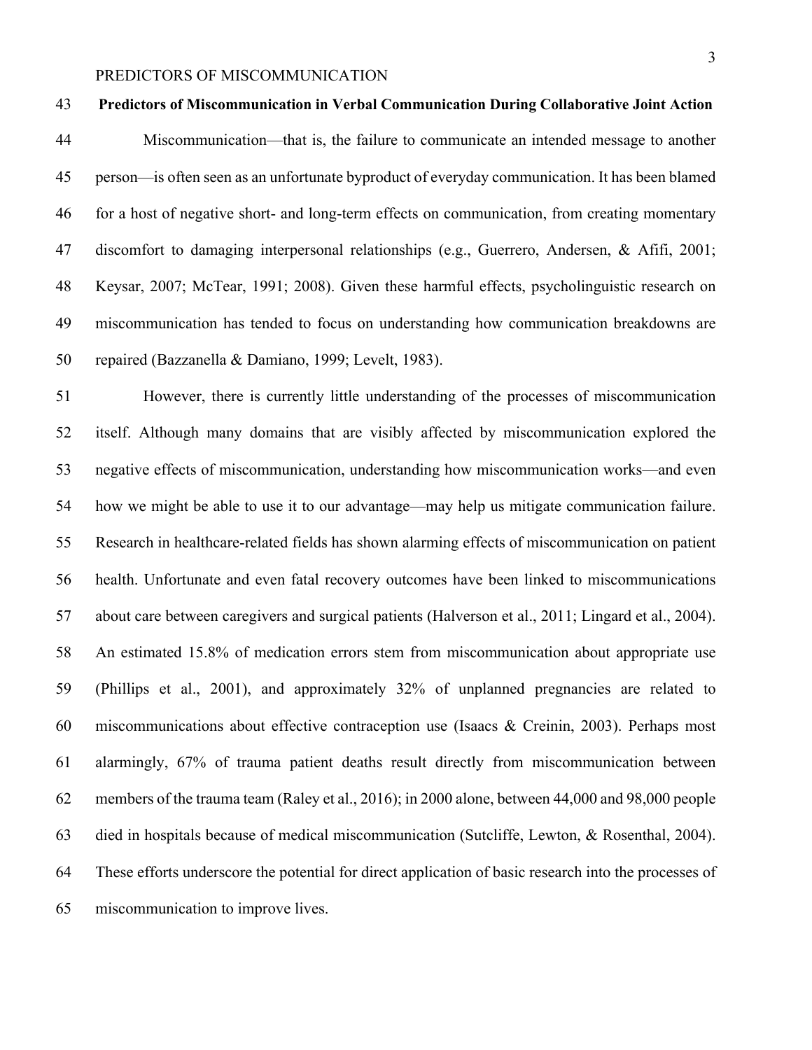## Predictors of Miscommunication in Verbal Communication During Collaborative Joint Action

Miscommunication—that is, the failure to communicate an intended message to another person—is often seen as an unfortunate byproduct of everyday communication. It has been blamed for a host of negative short- and long-term effects on communication, from creating momentary discomfort to damaging interpersonal relationships (e.g., Guerrero, Andersen, & Afifi, 2001; Keysar, 2007; McTear, 1991; 2008). Given these harmful effects, psycholinguistic research on miscommunication has tended to focus on understanding how communication breakdowns are repaired (Bazzanella & Damiano, 1999; Levelt, 1983).

However, there is currently little understanding of the processes of miscommunication itself. Although many domains that are visibly affected by miscommunication explored the negative effects of miscommunication, understanding how miscommunication works—and even how we might be able to use it to our advantage—may help us mitigate communication failure. Research in healthcare-related fields has shown alarming effects of miscommunication on patient health. Unfortunate and even fatal recovery outcomes have been linked to miscommunications about care between caregivers and surgical patients (Halverson et al., 2011; Lingard et al., 2004). An estimated 15.8% of medication errors stem from miscommunication about appropriate use (Phillips et al., 2001), and approximately 32% of unplanned pregnancies are related to miscommunications about effective contraception use (Isaacs & Creinin, 2003). Perhaps most alarmingly, 67% of trauma patient deaths result directly from miscommunication between members of the trauma team (Raley et al., 2016); in 2000 alone, between 44,000 and 98,000 people died in hospitals because of medical miscommunication (Sutcliffe, Lewton, & Rosenthal, 2004). These efforts underscore the potential for direct application of basic research into the processes of miscommunication to improve lives.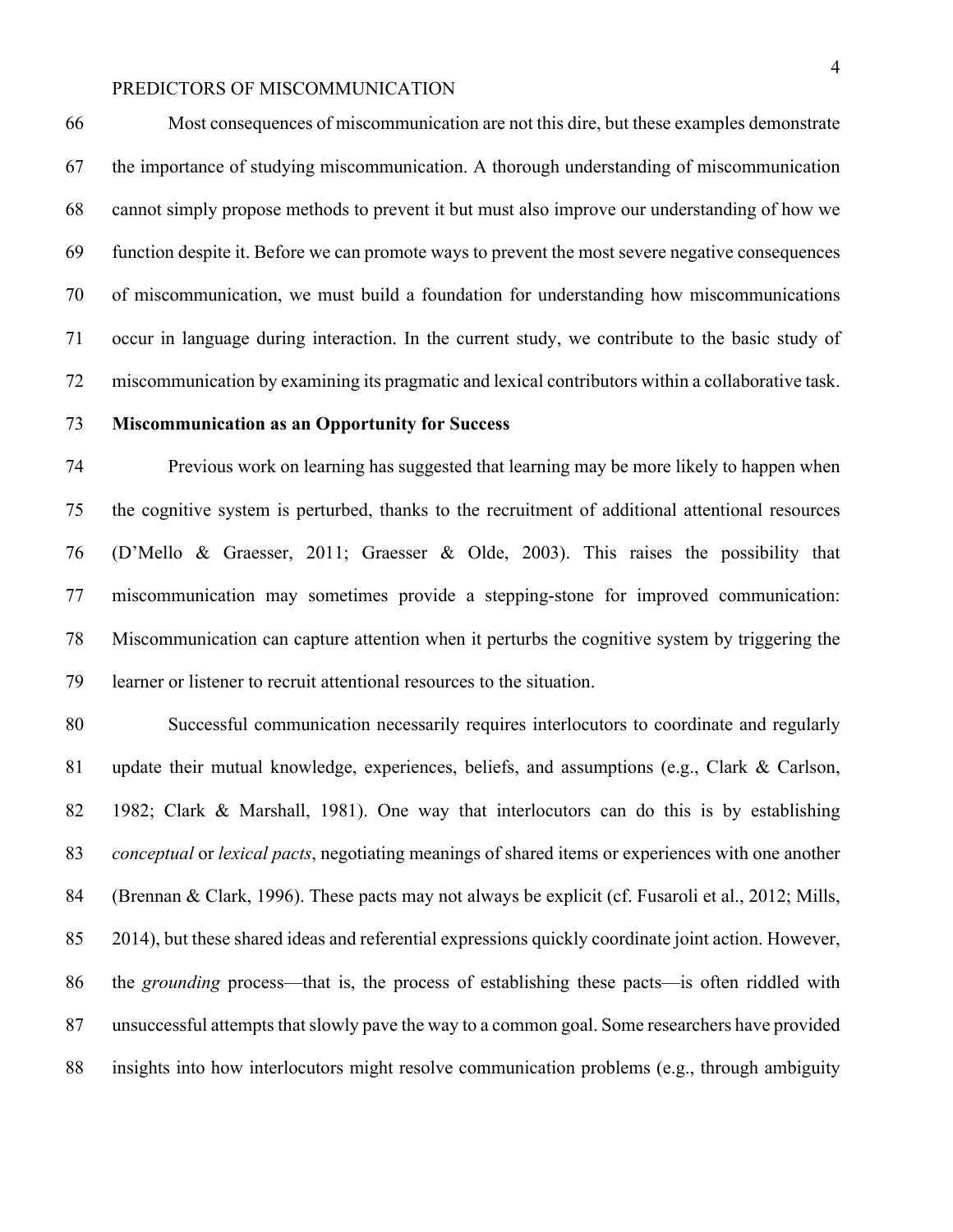Most consequences of miscommunication are not this dire, but these examples demonstrate the importance of studying miscommunication. A thorough understanding of miscommunication cannot simply propose methods to prevent it but must also improve our understanding of how we function despite it. Before we can promote ways to prevent the most severe negative consequences of miscommunication, we must build a foundation for understanding how miscommunications occur in language during interaction. In the current study, we contribute to the basic study of miscommunication by examining its pragmatic and lexical contributors within a collaborative task.

## Miscommunication as an Opportunity for Success

Previous work on learning has suggested that learning may be more likely to happen when the cognitive system is perturbed, thanks to the recruitment of additional attentional resources (D'Mello & Graesser, 2011; Graesser & Olde, 2003). This raises the possibility that miscommunication may sometimes provide a stepping-stone for improved communication: Miscommunication can capture attention when it perturbs the cognitive system by triggering the learner or listener to recruit attentional resources to the situation.

Successful communication necessarily requires interlocutors to coordinate and regularly update their mutual knowledge, experiences, beliefs, and assumptions (e.g., Clark & Carlson, 1982; Clark & Marshall, 1981). One way that interlocutors can do this is by establishing *conceptual* or *lexical pacts*, negotiating meanings of shared items or experiences with one another (Brennan & Clark, 1996). These pacts may not always be explicit (cf. Fusaroli et al., 2012; Mills, 2014), but these shared ideas and referential expressions quickly coordinate joint action. However, the *grounding* process—that is, the process of establishing these pacts—is often riddled with unsuccessful attempts that slowly pave the way to a common goal. Some researchers have provided insights into how interlocutors might resolve communication problems (e.g., through ambiguity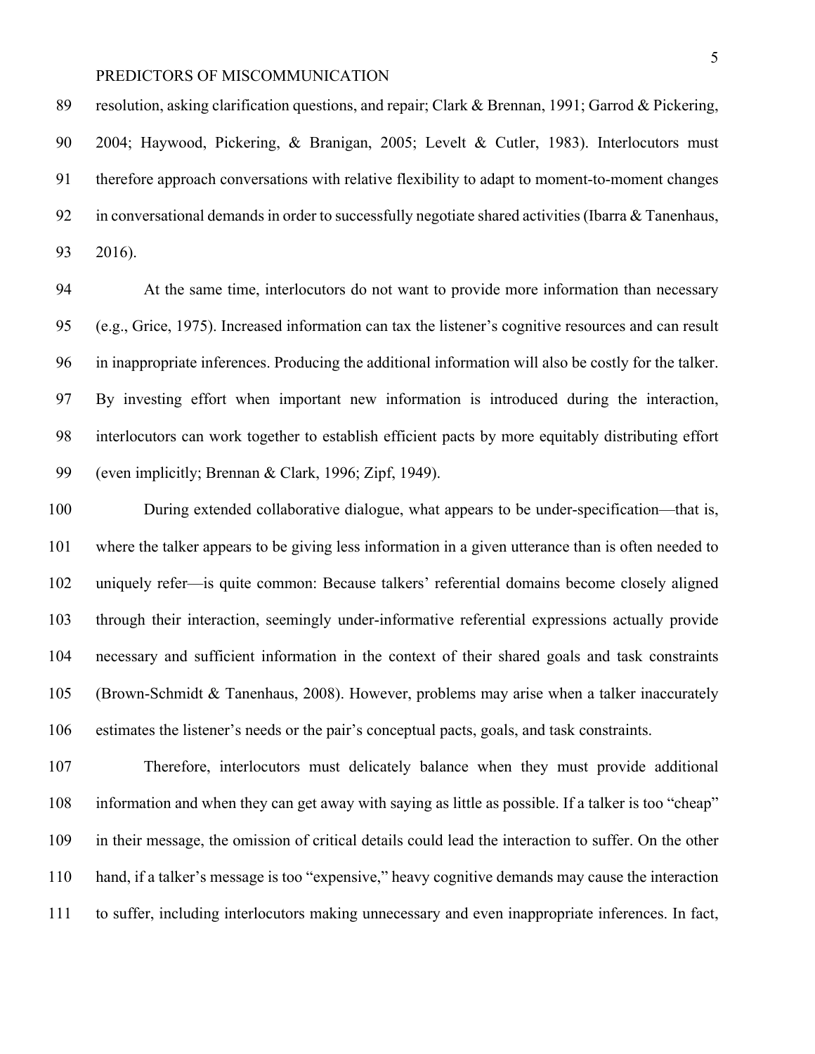resolution, asking clarification questions, and repair; Clark & Brennan, 1991; Garrod & Pickering, 2004; Haywood, Pickering, & Branigan, 2005; Levelt & Cutler, 1983). Interlocutors must therefore approach conversations with relative flexibility to adapt to moment-to-moment changes in conversational demands in order to successfully negotiate shared activities (Ibarra & Tanenhaus, 2016).

At the same time, interlocutors do not want to provide more information than necessary (e.g., Grice, 1975). Increased information can tax the listener's cognitive resources and can result in inappropriate inferences. Producing the additional information will also be costly for the talker. By investing effort when important new information is introduced during the interaction, interlocutors can work together to establish efficient pacts by more equitably distributing effort (even implicitly; Brennan & Clark, 1996; Zipf, 1949).

During extended collaborative dialogue, what appears to be under-specification—that is, where the talker appears to be giving less information in a given utterance than is often needed to uniquely refer—is quite common: Because talkers' referential domains become closely aligned through their interaction, seemingly under-informative referential expressions actually provide necessary and sufficient information in the context of their shared goals and task constraints (Brown-Schmidt & Tanenhaus, 2008). However, problems may arise when a talker inaccurately estimates the listener's needs or the pair's conceptual pacts, goals, and task constraints.

Therefore, interlocutors must delicately balance when they must provide additional information and when they can get away with saying as little as possible. If a talker is too "cheap" in their message, the omission of critical details could lead the interaction to suffer. On the other hand, if a talker's message is too "expensive," heavy cognitive demands may cause the interaction to suffer, including interlocutors making unnecessary and even inappropriate inferences. In fact,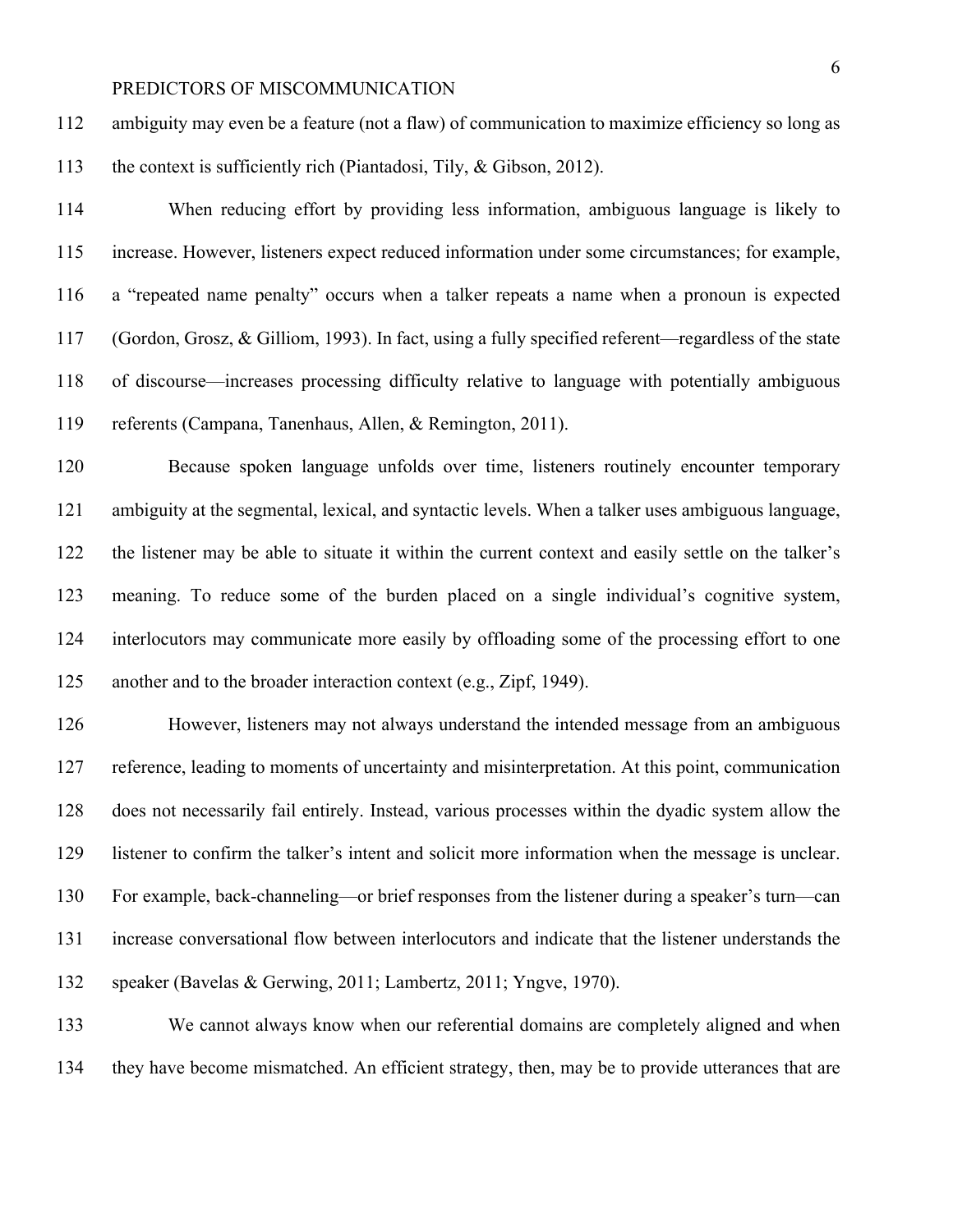ambiguity may even be a feature (not a flaw) of communication to maximize efficiency so long as the context is sufficiently rich (Piantadosi, Tily, & Gibson, 2012).

When reducing effort by providing less information, ambiguous language is likely to increase. However, listeners expect reduced information under some circumstances; for example, a "repeated name penalty" occurs when a talker repeats a name when a pronoun is expected (Gordon, Grosz, & Gilliom, 1993). In fact, using a fully specified referent—regardless of the state of discourse—increases processing difficulty relative to language with potentially ambiguous referents (Campana, Tanenhaus, Allen, & Remington, 2011).

Because spoken language unfolds over time, listeners routinely encounter temporary ambiguity at the segmental, lexical, and syntactic levels. When a talker uses ambiguous language, the listener may be able to situate it within the current context and easily settle on the talker's meaning. To reduce some of the burden placed on a single individual's cognitive system, interlocutors may communicate more easily by offloading some of the processing effort to one another and to the broader interaction context (e.g., Zipf, 1949).

However, listeners may not always understand the intended message from an ambiguous reference, leading to moments of uncertainty and misinterpretation. At this point, communication does not necessarily fail entirely. Instead, various processes within the dyadic system allow the listener to confirm the talker's intent and solicit more information when the message is unclear. For example, back-channeling—or brief responses from the listener during a speaker's turn—can increase conversational flow between interlocutors and indicate that the listener understands the speaker (Bavelas & Gerwing, 2011; Lambertz, 2011; Yngve, 1970).

We cannot always know when our referential domains are completely aligned and when they have become mismatched. An efficient strategy, then, may be to provide utterances that are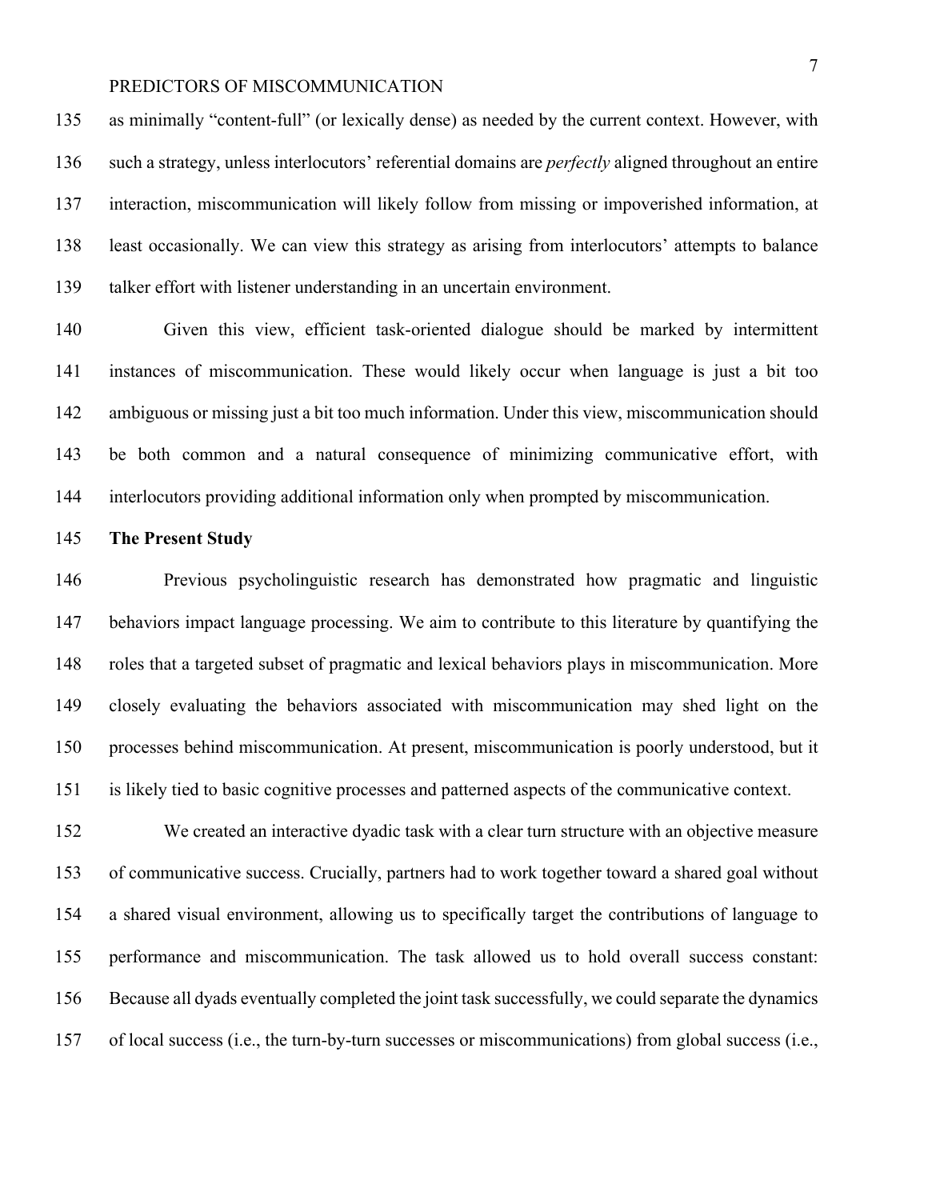as minimally "content-full" (or lexically dense) as needed by the current context. However, with such a strategy, unless interlocutors' referential domains are *perfectly* aligned throughout an entire interaction, miscommunication will likely follow from missing or impoverished information, at least occasionally. We can view this strategy as arising from interlocutors' attempts to balance talker effort with listener understanding in an uncertain environment.

Given this view, efficient task-oriented dialogue should be marked by intermittent instances of miscommunication. These would likely occur when language is just a bit too ambiguous or missing just a bit too much information. Under this view, miscommunication should be both common and a natural consequence of minimizing communicative effort, with interlocutors providing additional information only when prompted by miscommunication.

## The Present Study

Previous psycholinguistic research has demonstrated how pragmatic and linguistic behaviors impact language processing. We aim to contribute to this literature by quantifying the roles that a targeted subset of pragmatic and lexical behaviors plays in miscommunication. More closely evaluating the behaviors associated with miscommunication may shed light on the processes behind miscommunication. At present, miscommunication is poorly understood, but it is likely tied to basic cognitive processes and patterned aspects of the communicative context.

We created an interactive dyadic task with a clear turn structure with an objective measure of communicative success. Crucially, partners had to work together toward a shared goal without a shared visual environment, allowing us to specifically target the contributions of language to performance and miscommunication. The task allowed us to hold overall success constant: Because all dyads eventually completed the joint task successfully, we could separate the dynamics of local success (i.e., the turn-by-turn successes or miscommunications) from global success (i.e.,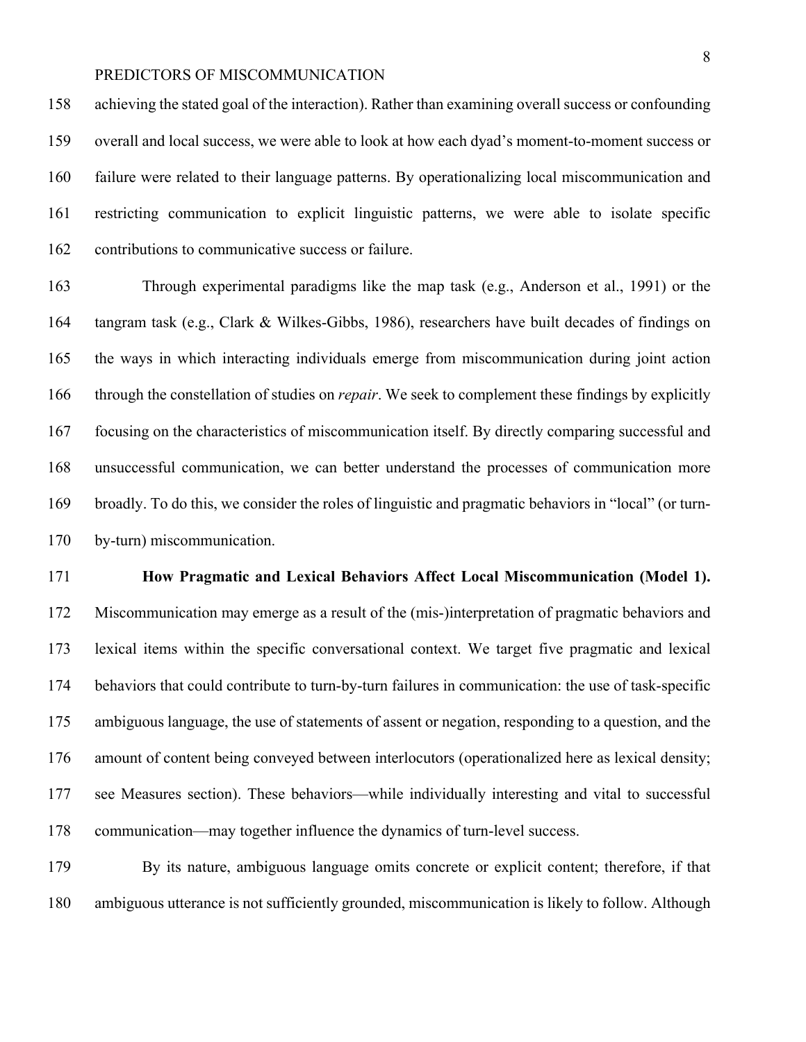achieving the stated goal of the interaction). Rather than examining overall success or confounding overall and local success, we were able to look at how each dyad's moment-to-moment success or failure were related to their language patterns. By operationalizing local miscommunication and restricting communication to explicit linguistic patterns, we were able to isolate specific contributions to communicative success or failure.

Through experimental paradigms like the map task (e.g., Anderson et al., 1991) or the tangram task (e.g., Clark & Wilkes-Gibbs, 1986), researchers have built decades of findings on the ways in which interacting individuals emerge from miscommunication during joint action through the constellation of studies on *repair*. We seek to complement these findings by explicitly focusing on the characteristics of miscommunication itself. By directly comparing successful and unsuccessful communication, we can better understand the processes of communication more broadly. To do this, we consider the roles of linguistic and pragmatic behaviors in "local" (or turn-by-turn) miscommunication.

**How Pragmatic and Lexical Behaviors Affect Local Miscommunication (Model 1).** Miscommunication may emerge as a result of the (mis-)interpretation of pragmatic behaviors and lexical items within the specific conversational context. We target five pragmatic and lexical behaviors that could contribute to turn-by-turn failures in communication: the use of task-specific ambiguous language, the use of statements of assent or negation, responding to a question, and the amount of content being conveyed between interlocutors (operationalized here as lexical density; see Measures section). These behaviors—while individually interesting and vital to successful communication—may together influence the dynamics of turn-level success.

By its nature, ambiguous language omits concrete or explicit content; therefore, if that ambiguous utterance is not sufficiently grounded, miscommunication is likely to follow. Although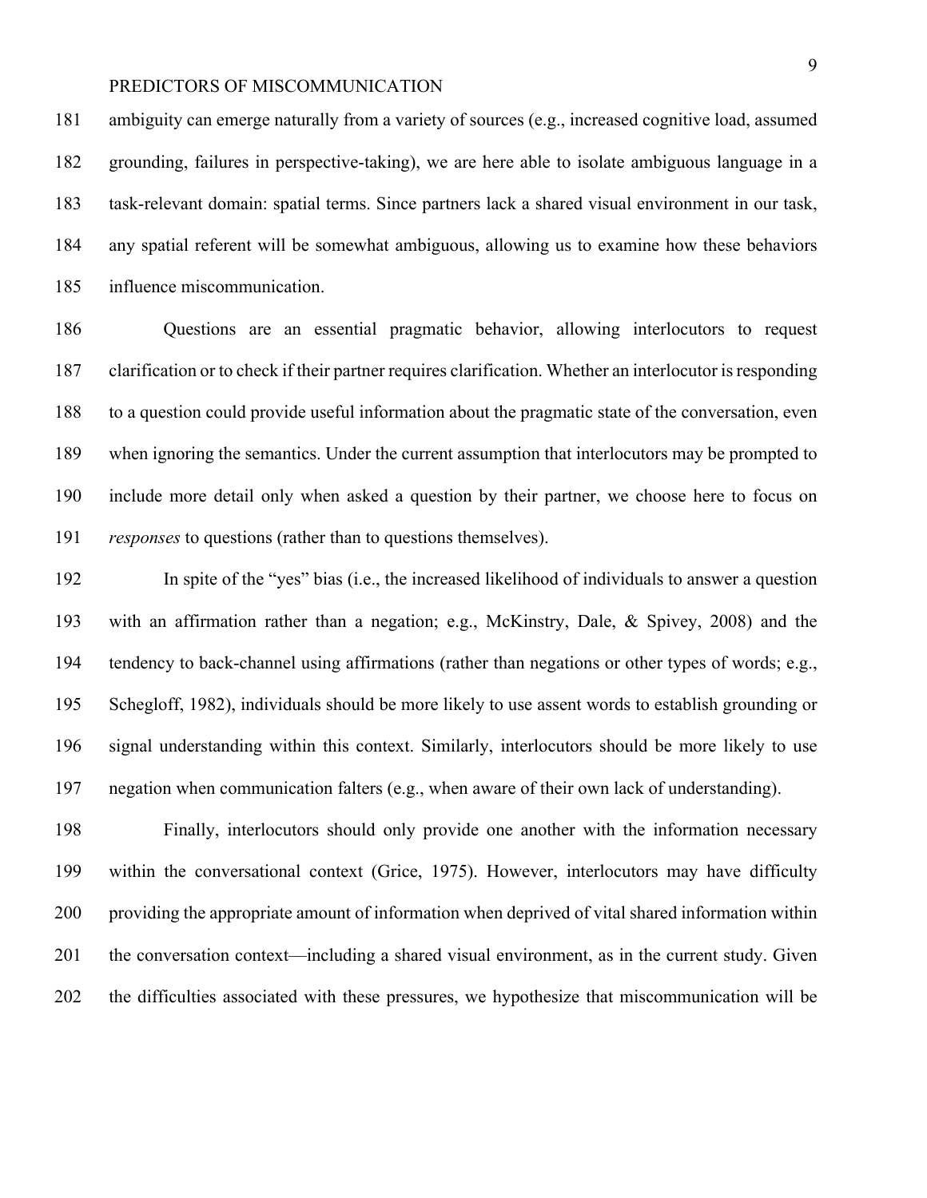ambiguity can emerge naturally from a variety of sources (e.g., increased cognitive load, assumed grounding, failures in perspective-taking), we are here able to isolate ambiguous language in a task-relevant domain: spatial terms. Since partners lack a shared visual environment in our task, any spatial referent will be somewhat ambiguous, allowing us to examine how these behaviors influence miscommunication.

Questions are an essential pragmatic behavior, allowing interlocutors to request clarification or to check if their partner requires clarification. Whether an interlocutor is responding to a question could provide useful information about the pragmatic state of the conversation, even when ignoring the semantics. Under the current assumption that interlocutors may be prompted to include more detail only when asked a question by their partner, we choose here to focus on *responses* to questions (rather than to questions themselves).

In spite of the "yes" bias (i.e., the increased likelihood of individuals to answer a question with an affirmation rather than a negation; e.g., McKinstry, Dale, & Spivey, 2008) and the tendency to back-channel using affirmations (rather than negations or other types of words; e.g., Schegloff, 1982), individuals should be more likely to use assent words to establish grounding or signal understanding within this context. Similarly, interlocutors should be more likely to use negation when communication falters (e.g., when aware of their own lack of understanding).

Finally, interlocutors should only provide one another with the information necessary within the conversational context (Grice, 1975). However, interlocutors may have difficulty providing the appropriate amount of information when deprived of vital shared information within the conversation context—including a shared visual environment, as in the current study. Given the difficulties associated with these pressures, we hypothesize that miscommunication will be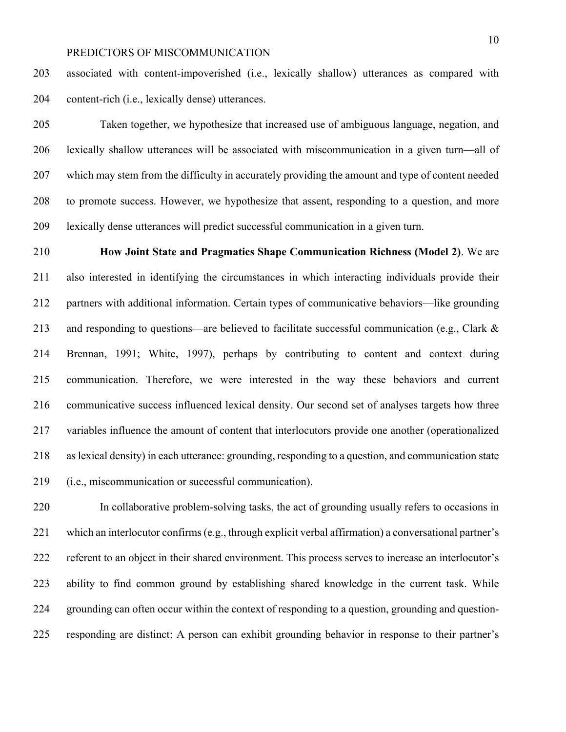associated with content-impoverished (i.e., lexically shallow) utterances as compared with content-rich (i.e., lexically dense) utterances.

Taken together, we hypothesize that increased use of ambiguous language, negation, and lexically shallow utterances will be associated with miscommunication in a given turn—all of which may stem from the difficulty in accurately providing the amount and type of content needed to promote success. However, we hypothesize that assent, responding to a question, and more lexically dense utterances will predict successful communication in a given turn.

**How Joint State and Pragmatics Shape Communication Richness (Model 2)**. We are also interested in identifying the circumstances in which interacting individuals provide their partners with additional information. Certain types of communicative behaviors—like grounding and responding to questions—are believed to facilitate successful communication (e.g., Clark & Brennan, 1991; White, 1997), perhaps by contributing to content and context during communication. Therefore, we were interested in the way these behaviors and current communicative success influenced lexical density. Our second set of analyses targets how three variables influence the amount of content that interlocutors provide one another (operationalized as lexical density) in each utterance: grounding, responding to a question, and communication state (i.e., miscommunication or successful communication).

In collaborative problem-solving tasks, the act of grounding usually refers to occasions in which an interlocutor confirms (e.g., through explicit verbal affirmation) a conversational partner's referent to an object in their shared environment. This process serves to increase an interlocutor's ability to find common ground by establishing shared knowledge in the current task. While grounding can often occur within the context of responding to a question, grounding and question-responding are distinct: A person can exhibit grounding behavior in response to their partner's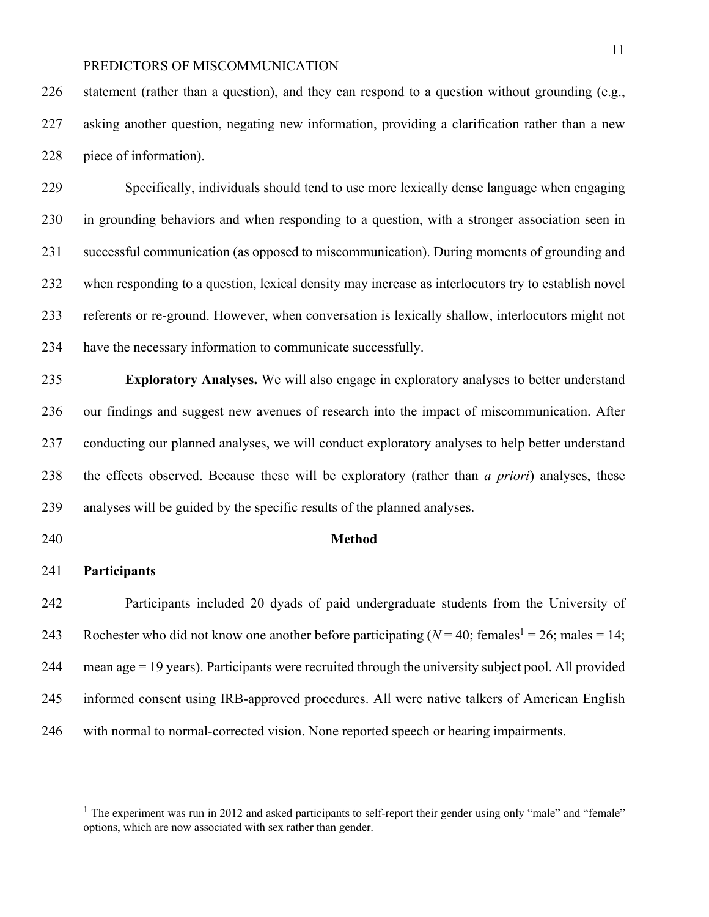statement (rather than a question), and they can respond to a question without grounding (e.g., asking another question, negating new information, providing a clarification rather than a new piece of information).

Specifically, individuals should tend to use more lexically dense language when engaging in grounding behaviors and when responding to a question, with a stronger association seen in successful communication (as opposed to miscommunication). During moments of grounding and when responding to a question, lexical density may increase as interlocutors try to establish novel referents or re-ground. However, when conversation is lexically shallow, interlocutors might not have the necessary information to communicate successfully.

**Exploratory Analyses.** We will also engage in exploratory analyses to better understand our findings and suggest new avenues of research into the impact of miscommunication. After conducting our planned analyses, we will conduct exploratory analyses to help better understand the effects observed. Because these will be exploratory (rather than *a priori*) analyses, these analyses will be guided by the specific results of the planned analyses.

## Method

### Participants

Participants included 20 dyads of paid undergraduate students from the University of Rochester who did not know one another before participating (*N* = 40; females[1] = 26; males = 14; mean age = 19 years). Participants were recruited through the university subject pool. All provided informed consent using IRB-approved procedures. All were native talkers of American English with normal to normal-corrected vision. None reported speech or hearing impairments.

[1] The experiment was run in 2012 and asked participants to self-report their gender using only "male" and "female" options, which are now associated with sex rather than gender.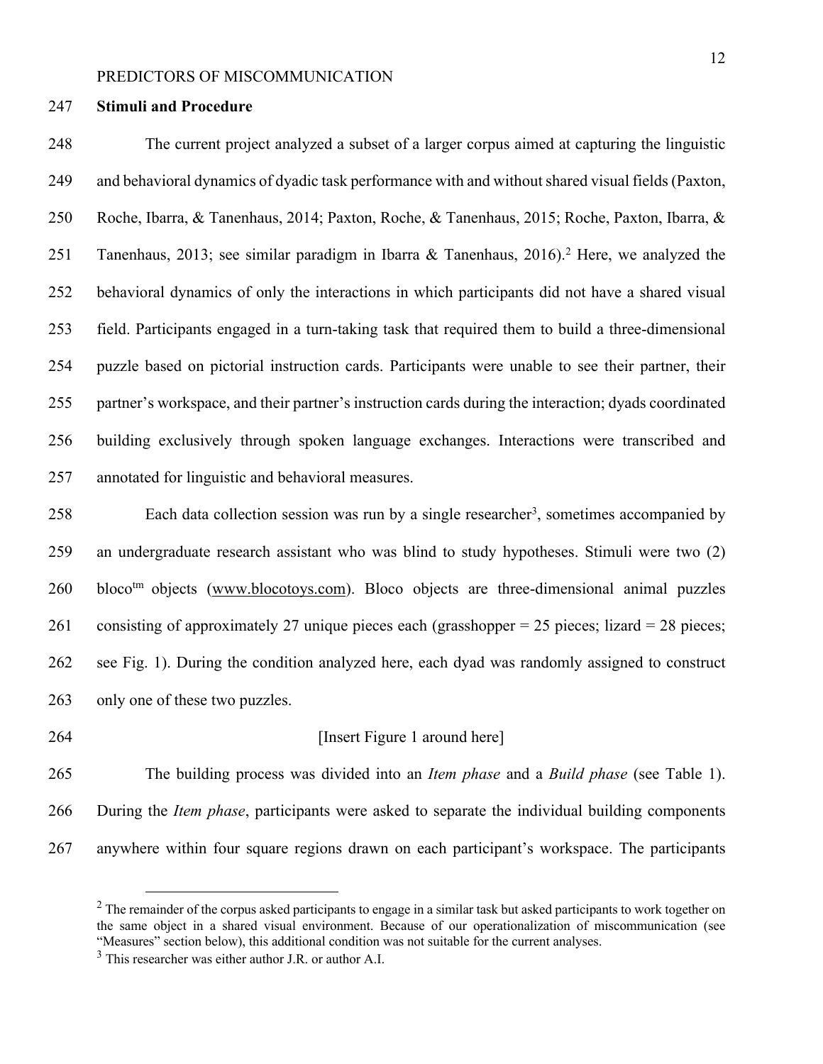**Stimuli and Procedure**

The current project analyzed a subset of a larger corpus aimed at capturing the linguistic and behavioral dynamics of dyadic task performance with and without shared visual fields (Paxton, Roche, Ibarra, & Tanenhaus, 2014; Paxton, Roche, & Tanenhaus, 2015; Roche, Paxton, Ibarra, & Tanenhaus, 2013; see similar paradigm in Ibarra & Tanenhaus, 2016).[2] Here, we analyzed the behavioral dynamics of only the interactions in which participants did not have a shared visual field. Participants engaged in a turn-taking task that required them to build a three-dimensional puzzle based on pictorial instruction cards. Participants were unable to see their partner, their partner's workspace, and their partner's instruction cards during the interaction; dyads coordinated building exclusively through spoken language exchanges. Interactions were transcribed and annotated for linguistic and behavioral measures.

Each data collection session was run by a single researcher[3], sometimes accompanied by an undergraduate research assistant who was blind to study hypotheses. Stimuli were two (2) bloco[tm] objects (www.blocotoys.com). Bloco objects are three-dimensional animal puzzles consisting of approximately 27 unique pieces each (grasshopper = 25 pieces; lizard = 28 pieces; see Fig. 1). During the condition analyzed here, each dyad was randomly assigned to construct only one of these two puzzles.

[Insert Figure 1 around here]

The building process was divided into an *Item phase* and a *Build phase* (see Table 1). During the *Item phase*, participants were asked to separate the individual building components anywhere within four square regions drawn on each participant's workspace. The participants

[2] The remainder of the corpus asked participants to engage in a similar task but asked participants to work together on the same object in a shared visual environment. Because of our operationalization of miscommunication (see "Measures" section below), this additional condition was not suitable for the current analyses.

[3] This researcher was either author J.R. or author A.I.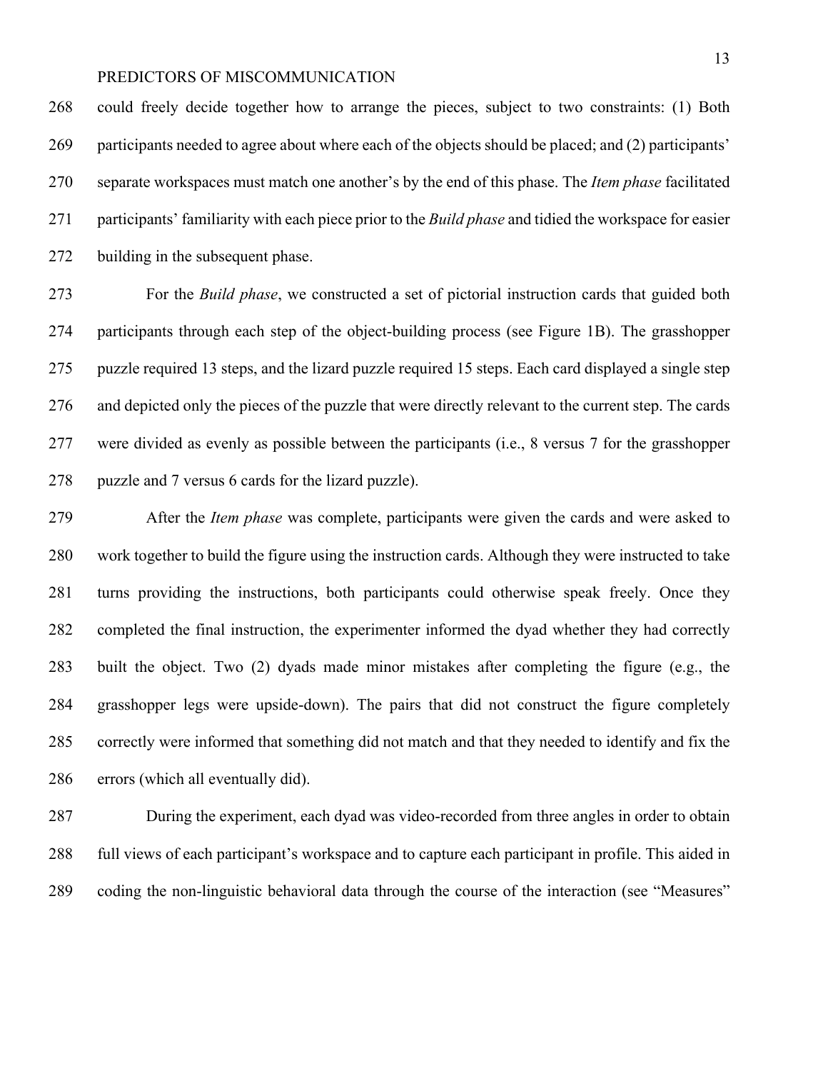could freely decide together how to arrange the pieces, subject to two constraints: (1) Both participants needed to agree about where each of the objects should be placed; and (2) participants' separate workspaces must match one another's by the end of this phase. The *Item phase* facilitated participants' familiarity with each piece prior to the *Build phase* and tidied the workspace for easier building in the subsequent phase.

For the *Build phase*, we constructed a set of pictorial instruction cards that guided both participants through each step of the object-building process (see Figure 1B). The grasshopper puzzle required 13 steps, and the lizard puzzle required 15 steps. Each card displayed a single step and depicted only the pieces of the puzzle that were directly relevant to the current step. The cards were divided as evenly as possible between the participants (i.e., 8 versus 7 for the grasshopper puzzle and 7 versus 6 cards for the lizard puzzle).

After the *Item phase* was complete, participants were given the cards and were asked to work together to build the figure using the instruction cards. Although they were instructed to take turns providing the instructions, both participants could otherwise speak freely. Once they completed the final instruction, the experimenter informed the dyad whether they had correctly built the object. Two (2) dyads made minor mistakes after completing the figure (e.g., the grasshopper legs were upside-down). The pairs that did not construct the figure completely correctly were informed that something did not match and that they needed to identify and fix the errors (which all eventually did).

During the experiment, each dyad was video-recorded from three angles in order to obtain full views of each participant's workspace and to capture each participant in profile. This aided in coding the non-linguistic behavioral data through the course of the interaction (see "Measures"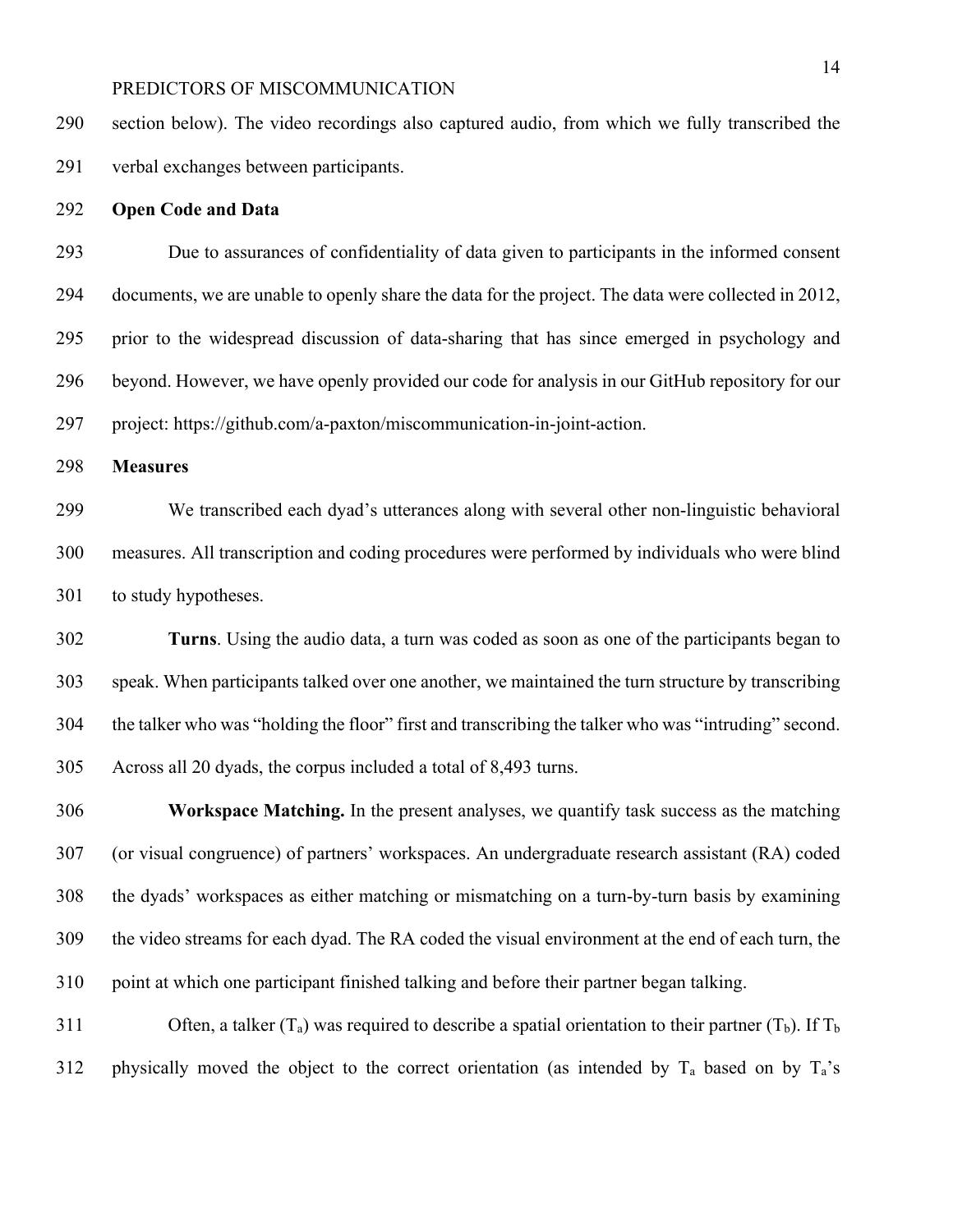section below). The video recordings also captured audio, from which we fully transcribed the verbal exchanges between participants.

**Open Code and Data**

Due to assurances of confidentiality of data given to participants in the informed consent documents, we are unable to openly share the data for the project. The data were collected in 2012, prior to the widespread discussion of data-sharing that has since emerged in psychology and beyond. However, we have openly provided our code for analysis in our GitHub repository for our project: https://github.com/a-paxton/miscommunication-in-joint-action.

**Measures**

We transcribed each dyad's utterances along with several other non-linguistic behavioral measures. All transcription and coding procedures were performed by individuals who were blind to study hypotheses.

**Turns**. Using the audio data, a turn was coded as soon as one of the participants began to speak. When participants talked over one another, we maintained the turn structure by transcribing the talker who was "holding the floor" first and transcribing the talker who was "intruding" second. Across all 20 dyads, the corpus included a total of 8,493 turns.

**Workspace Matching.** In the present analyses, we quantify task success as the matching (or visual congruence) of partners' workspaces. An undergraduate research assistant (RA) coded the dyads' workspaces as either matching or mismatching on a turn-by-turn basis by examining the video streams for each dyad. The RA coded the visual environment at the end of each turn, the point at which one participant finished talking and before their partner began talking.

Often, a talker ($T_a$) was required to describe a spatial orientation to their partner ($T_b$). If $T_b$ physically moved the object to the correct orientation (as intended by $T_a$ based on by $T_a$'s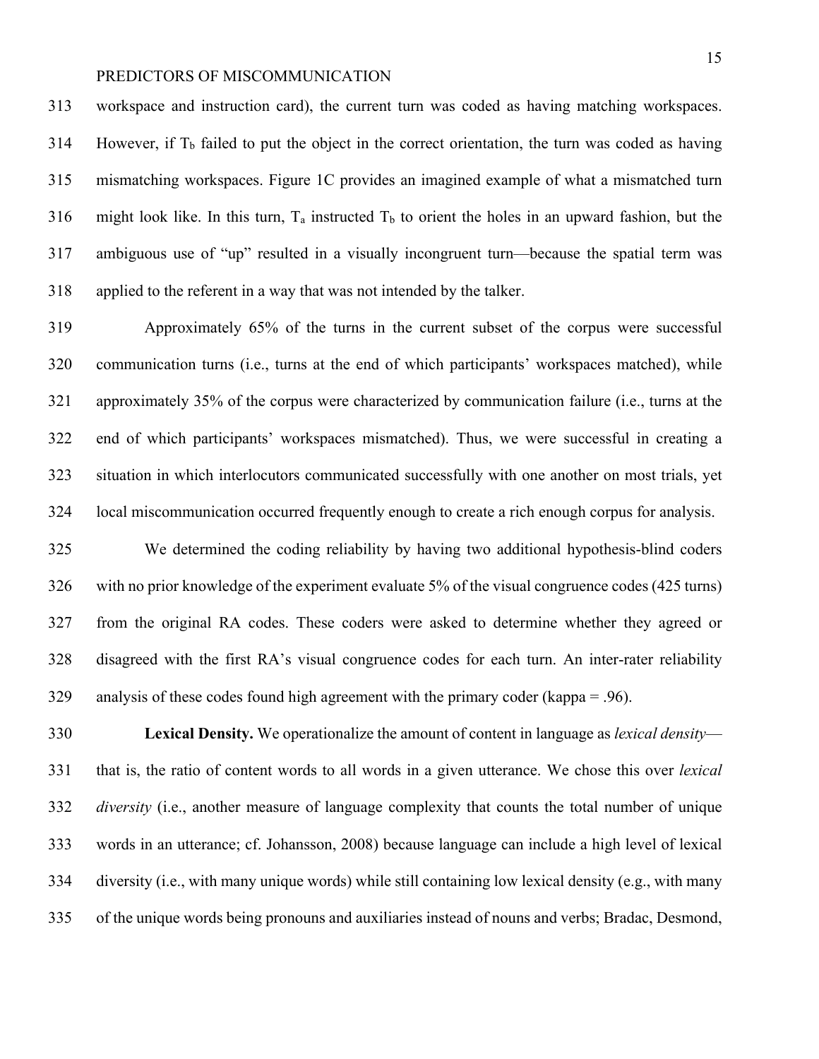workspace and instruction card), the current turn was coded as having matching workspaces. However, if $T_b$ failed to put the object in the correct orientation, the turn was coded as having mismatching workspaces. Figure 1C provides an imagined example of what a mismatched turn might look like. In this turn, $T_a$ instructed $T_b$ to orient the holes in an upward fashion, but the ambiguous use of "up" resulted in a visually incongruent turn—because the spatial term was applied to the referent in a way that was not intended by the talker.

Approximately 65% of the turns in the current subset of the corpus were successful communication turns (i.e., turns at the end of which participants' workspaces matched), while approximately 35% of the corpus were characterized by communication failure (i.e., turns at the end of which participants' workspaces mismatched). Thus, we were successful in creating a situation in which interlocutors communicated successfully with one another on most trials, yet local miscommunication occurred frequently enough to create a rich enough corpus for analysis.

We determined the coding reliability by having two additional hypothesis-blind coders with no prior knowledge of the experiment evaluate 5% of the visual congruence codes (425 turns) from the original RA codes. These coders were asked to determine whether they agreed or disagreed with the first RA's visual congruence codes for each turn. An inter-rater reliability analysis of these codes found high agreement with the primary coder (kappa = .96).

**Lexical Density.** We operationalize the amount of content in language as *lexical density*—that is, the ratio of content words to all words in a given utterance. We chose this over *lexical diversity* (i.e., another measure of language complexity that counts the total number of unique words in an utterance; cf. Johansson, 2008) because language can include a high level of lexical diversity (i.e., with many unique words) while still containing low lexical density (e.g., with many of the unique words being pronouns and auxiliaries instead of nouns and verbs; Bradac, Desmond,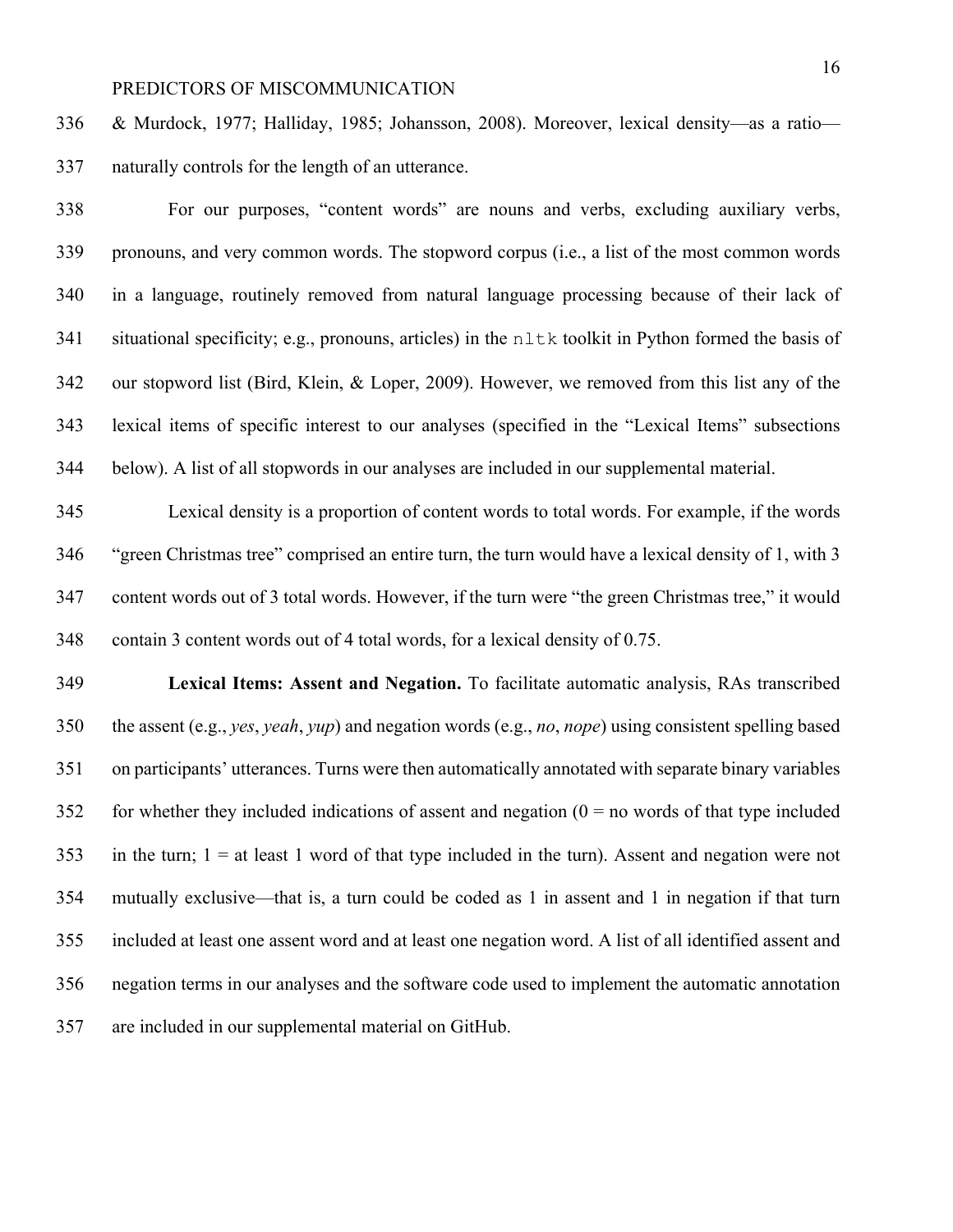& Murdock, 1977; Halliday, 1985; Johansson, 2008). Moreover, lexical density—as a ratio—naturally controls for the length of an utterance.

For our purposes, "content words" are nouns and verbs, excluding auxiliary verbs, pronouns, and very common words. The stopword corpus (i.e., a list of the most common words in a language, routinely removed from natural language processing because of their lack of situational specificity; e.g., pronouns, articles) in the `nltk` toolkit in Python formed the basis of our stopword list (Bird, Klein, & Loper, 2009). However, we removed from this list any of the lexical items of specific interest to our analyses (specified in the "Lexical Items" subsections below). A list of all stopwords in our analyses are included in our supplemental material.

Lexical density is a proportion of content words to total words. For example, if the words "green Christmas tree" comprised an entire turn, the turn would have a lexical density of 1, with 3 content words out of 3 total words. However, if the turn were "the green Christmas tree," it would contain 3 content words out of 4 total words, for a lexical density of 0.75.

**Lexical Items: Assent and Negation.** To facilitate automatic analysis, RAs transcribed the assent (e.g., *yes*, *yeah*, *yup*) and negation words (e.g., *no*, *nope*) using consistent spelling based on participants' utterances. Turns were then automatically annotated with separate binary variables for whether they included indications of assent and negation (0 = no words of that type included in the turn; 1 = at least 1 word of that type included in the turn). Assent and negation were not mutually exclusive—that is, a turn could be coded as 1 in assent and 1 in negation if that turn included at least one assent word and at least one negation word. A list of all identified assent and negation terms in our analyses and the software code used to implement the automatic annotation are included in our supplemental material on GitHub.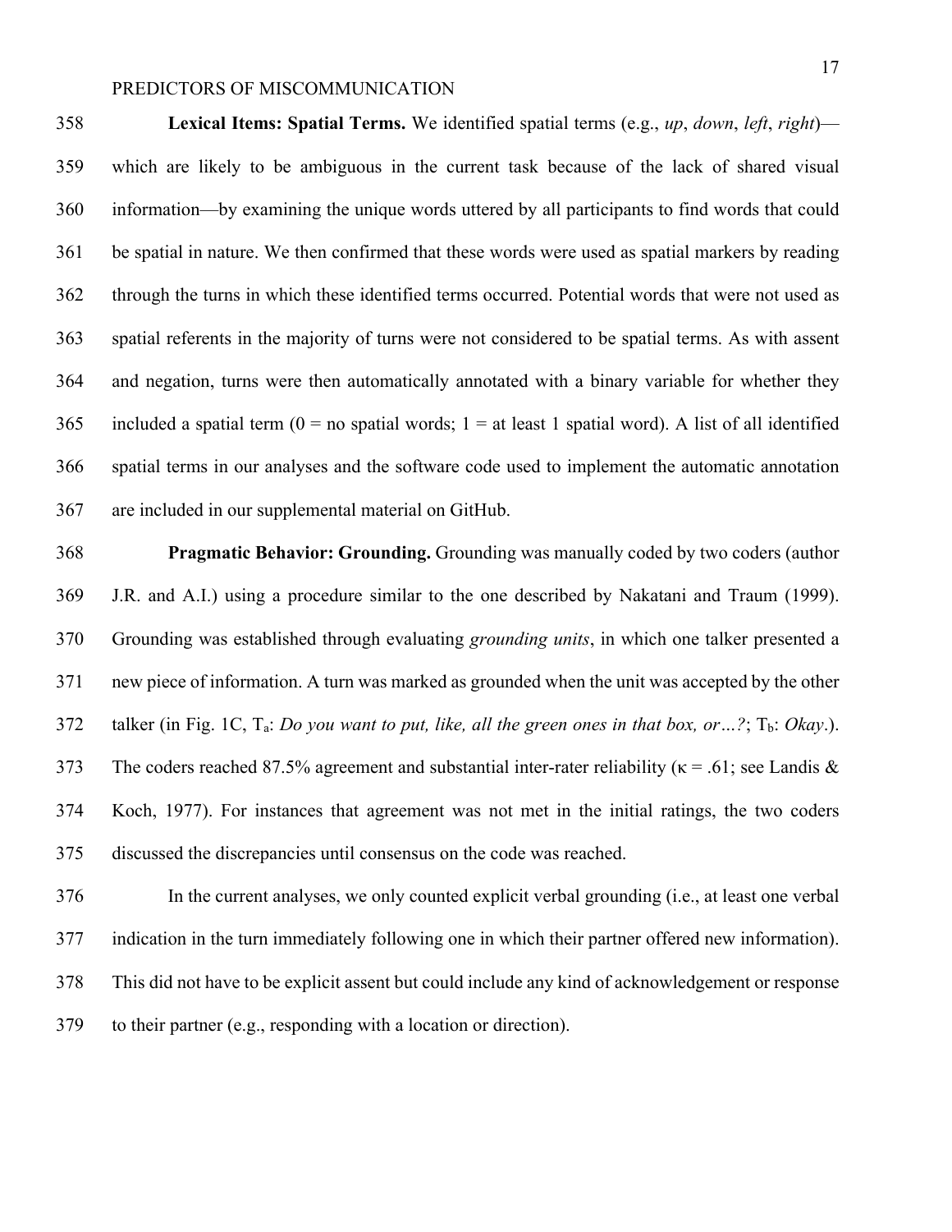**Lexical Items: Spatial Terms.** We identified spatial terms (e.g., *up*, *down*, *left*, *right*)—which are likely to be ambiguous in the current task because of the lack of shared visual information—by examining the unique words uttered by all participants to find words that could be spatial in nature. We then confirmed that these words were used as spatial markers by reading through the turns in which these identified terms occurred. Potential words that were not used as spatial referents in the majority of turns were not considered to be spatial terms. As with assent and negation, turns were then automatically annotated with a binary variable for whether they included a spatial term (0 = no spatial words; 1 = at least 1 spatial word). A list of all identified spatial terms in our analyses and the software code used to implement the automatic annotation are included in our supplemental material on GitHub.

**Pragmatic Behavior: Grounding.** Grounding was manually coded by two coders (author J.R. and A.I.) using a procedure similar to the one described by Nakatani and Traum (1999). Grounding was established through evaluating *grounding units*, in which one talker presented a new piece of information. A turn was marked as grounded when the unit was accepted by the other talker (in Fig. 1C, $T_a$: *Do you want to put, like, all the green ones in that box, or…?*; $T_b$: *Okay*.). The coders reached 87.5% agreement and substantial inter-rater reliability ($\kappa = .61$; see Landis & Koch, 1977). For instances that agreement was not met in the initial ratings, the two coders discussed the discrepancies until consensus on the code was reached.

In the current analyses, we only counted explicit verbal grounding (i.e., at least one verbal indication in the turn immediately following one in which their partner offered new information). This did not have to be explicit assent but could include any kind of acknowledgement or response to their partner (e.g., responding with a location or direction).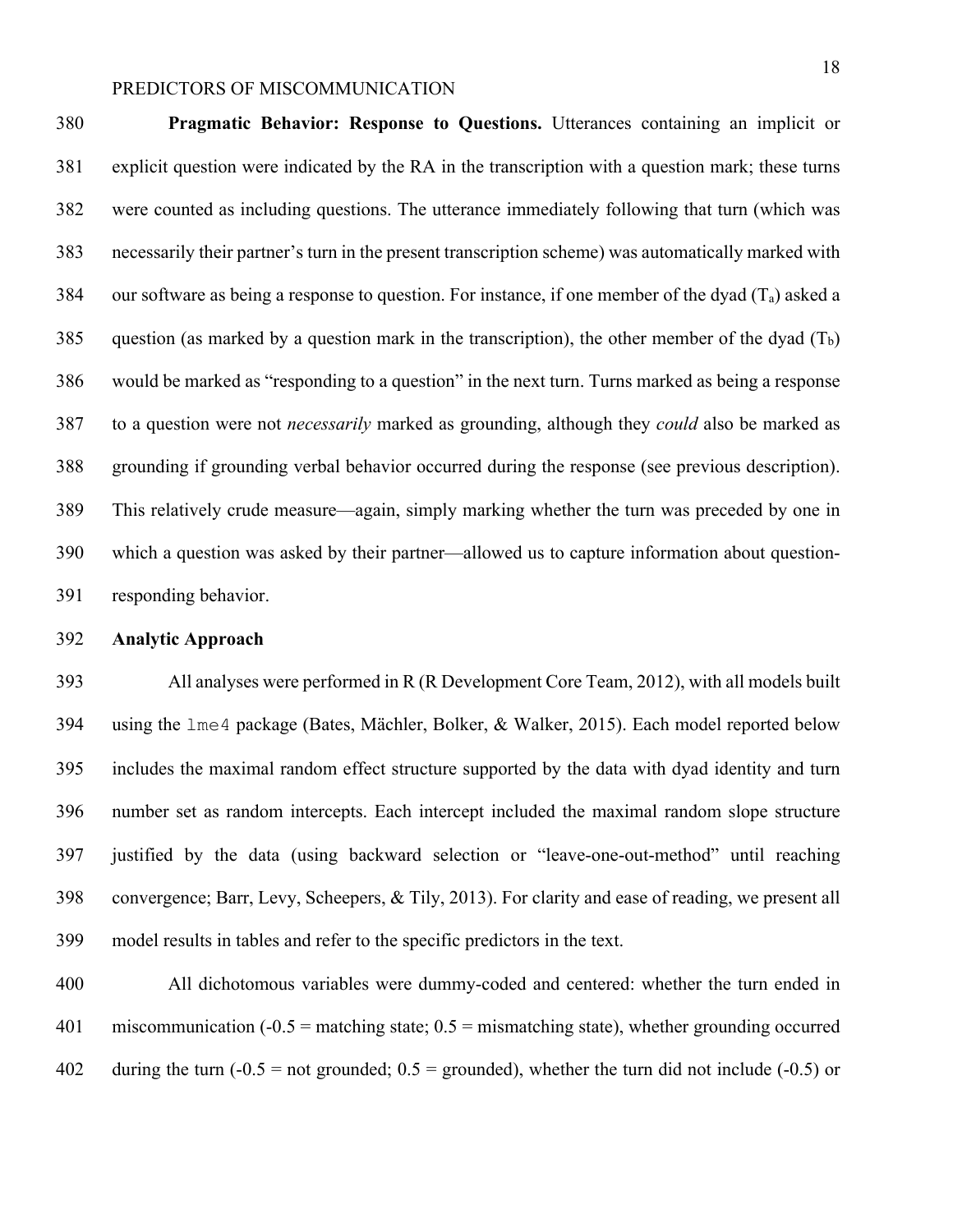**Pragmatic Behavior: Response to Questions.** Utterances containing an implicit or explicit question were indicated by the RA in the transcription with a question mark; these turns were counted as including questions. The utterance immediately following that turn (which was necessarily their partner's turn in the present transcription scheme) was automatically marked with our software as being a response to question. For instance, if one member of the dyad ($T_a$) asked a question (as marked by a question mark in the transcription), the other member of the dyad ($T_b$) would be marked as "responding to a question" in the next turn. Turns marked as being a response to a question were not *necessarily* marked as grounding, although they *could* also be marked as grounding if grounding verbal behavior occurred during the response (see previous description). This relatively crude measure—again, simply marking whether the turn was preceded by one in which a question was asked by their partner—allowed us to capture information about question-responding behavior.

## Analytic Approach

All analyses were performed in R (R Development Core Team, 2012), with all models built using the `lme4` package (Bates, Mächler, Bolker, & Walker, 2015). Each model reported below includes the maximal random effect structure supported by the data with dyad identity and turn number set as random intercepts. Each intercept included the maximal random slope structure justified by the data (using backward selection or "leave-one-out-method" until reaching convergence; Barr, Levy, Scheepers, & Tily, 2013). For clarity and ease of reading, we present all model results in tables and refer to the specific predictors in the text.

All dichotomous variables were dummy-coded and centered: whether the turn ended in miscommunication (-0.5 = matching state; 0.5 = mismatching state), whether grounding occurred during the turn (-0.5 = not grounded; 0.5 = grounded), whether the turn did not include (-0.5) or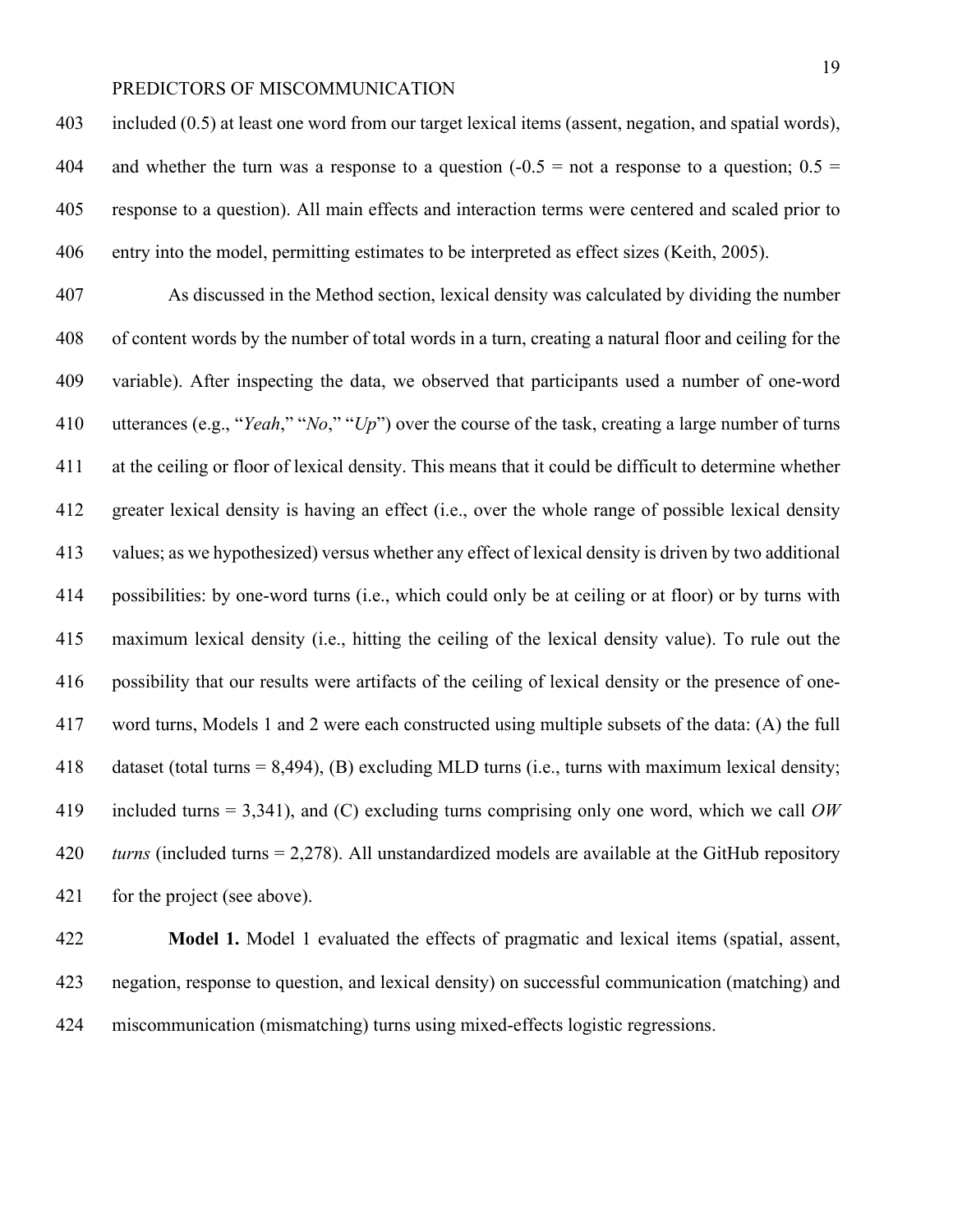included (0.5) at least one word from our target lexical items (assent, negation, and spatial words), and whether the turn was a response to a question (-0.5 = not a response to a question; 0.5 = response to a question). All main effects and interaction terms were centered and scaled prior to entry into the model, permitting estimates to be interpreted as effect sizes (Keith, 2005).

As discussed in the Method section, lexical density was calculated by dividing the number of content words by the number of total words in a turn, creating a natural floor and ceiling for the variable). After inspecting the data, we observed that participants used a number of one-word utterances (e.g., "*Yeah*," "*No*," "*Up*") over the course of the task, creating a large number of turns at the ceiling or floor of lexical density. This means that it could be difficult to determine whether greater lexical density is having an effect (i.e., over the whole range of possible lexical density values; as we hypothesized) versus whether any effect of lexical density is driven by two additional possibilities: by one-word turns (i.e., which could only be at ceiling or at floor) or by turns with maximum lexical density (i.e., hitting the ceiling of the lexical density value). To rule out the possibility that our results were artifacts of the ceiling of lexical density or the presence of one-word turns, Models 1 and 2 were each constructed using multiple subsets of the data: (A) the full dataset (total turns = 8,494), (B) excluding MLD turns (i.e., turns with maximum lexical density; included turns = 3,341), and (C) excluding turns comprising only one word, which we call *OW turns* (included turns = 2,278). All unstandardized models are available at the GitHub repository for the project (see above).

**Model 1.** Model 1 evaluated the effects of pragmatic and lexical items (spatial, assent, negation, response to question, and lexical density) on successful communication (matching) and miscommunication (mismatching) turns using mixed-effects logistic regressions.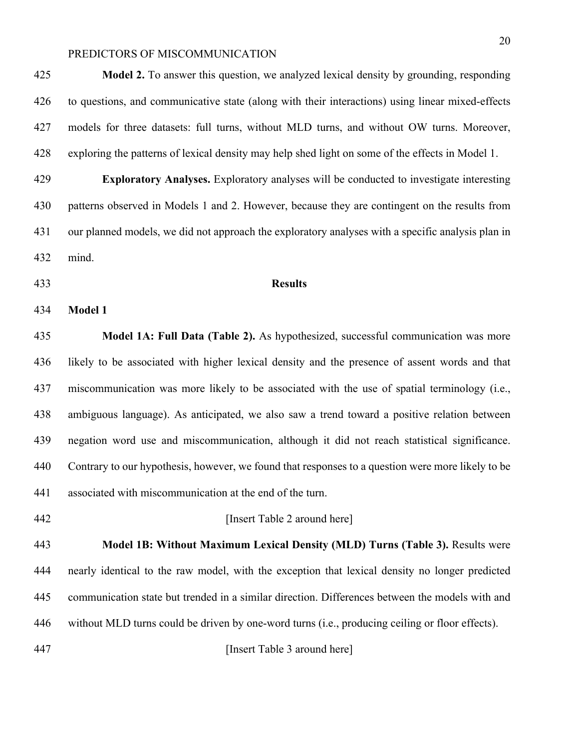**Model 2.** To answer this question, we analyzed lexical density by grounding, responding to questions, and communicative state (along with their interactions) using linear mixed-effects models for three datasets: full turns, without MLD turns, and without OW turns. Moreover, exploring the patterns of lexical density may help shed light on some of the effects in Model 1.

**Exploratory Analyses.** Exploratory analyses will be conducted to investigate interesting patterns observed in Models 1 and 2. However, because they are contingent on the results from our planned models, we did not approach the exploratory analyses with a specific analysis plan in mind.

## Results

### Model 1

**Model 1A: Full Data (Table 2).** As hypothesized, successful communication was more likely to be associated with higher lexical density and the presence of assent words and that miscommunication was more likely to be associated with the use of spatial terminology (i.e., ambiguous language). As anticipated, we also saw a trend toward a positive relation between negation word use and miscommunication, although it did not reach statistical significance. Contrary to our hypothesis, however, we found that responses to a question were more likely to be associated with miscommunication at the end of the turn.

[Insert Table 2 around here]

**Model 1B: Without Maximum Lexical Density (MLD) Turns (Table 3).** Results were nearly identical to the raw model, with the exception that lexical density no longer predicted communication state but trended in a similar direction. Differences between the models with and without MLD turns could be driven by one-word turns (i.e., producing ceiling or floor effects).

[Insert Table 3 around here]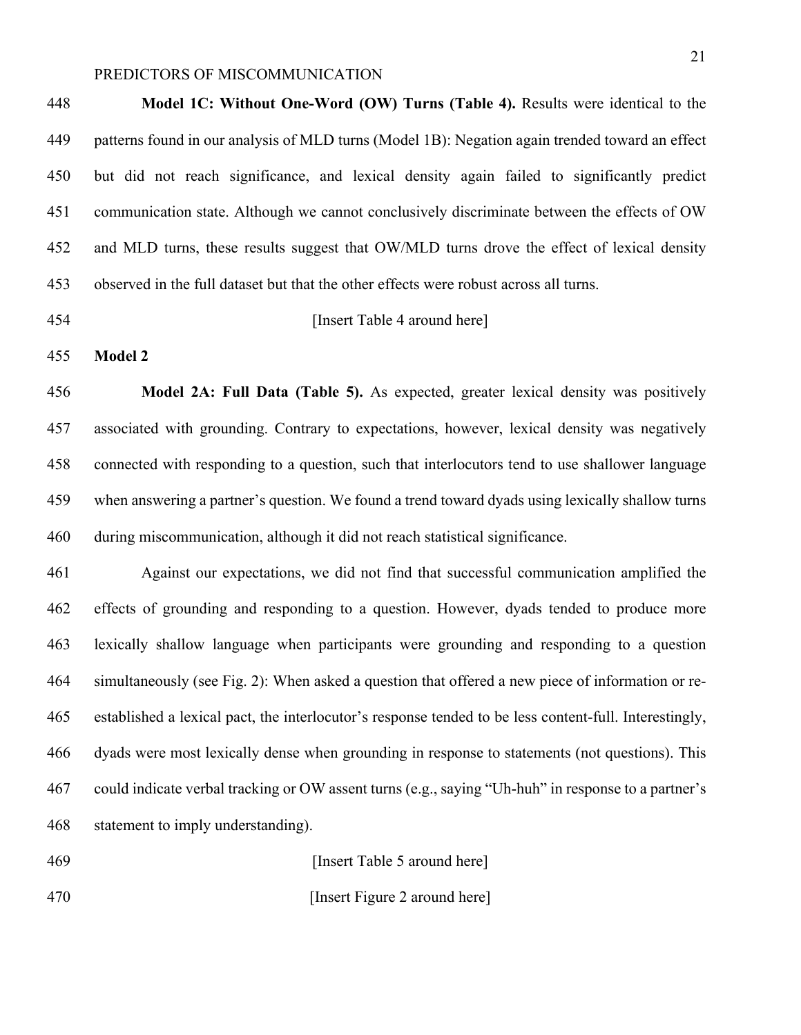**Model 1C: Without One-Word (OW) Turns (Table 4).** Results were identical to the patterns found in our analysis of MLD turns (Model 1B): Negation again trended toward an effect but did not reach significance, and lexical density again failed to significantly predict communication state. Although we cannot conclusively discriminate between the effects of OW and MLD turns, these results suggest that OW/MLD turns drove the effect of lexical density observed in the full dataset but that the other effects were robust across all turns.

[Insert Table 4 around here]

**Model 2**

**Model 2A: Full Data (Table 5).** As expected, greater lexical density was positively associated with grounding. Contrary to expectations, however, lexical density was negatively connected with responding to a question, such that interlocutors tend to use shallower language when answering a partner's question. We found a trend toward dyads using lexically shallow turns during miscommunication, although it did not reach statistical significance.

Against our expectations, we did not find that successful communication amplified the effects of grounding and responding to a question. However, dyads tended to produce more lexically shallow language when participants were grounding and responding to a question simultaneously (see Fig. 2): When asked a question that offered a new piece of information or re-established a lexical pact, the interlocutor's response tended to be less content-full. Interestingly, dyads were most lexically dense when grounding in response to statements (not questions). This could indicate verbal tracking or OW assent turns (e.g., saying "Uh-huh" in response to a partner's statement to imply understanding).

[Insert Table 5 around here]

[Insert Figure 2 around here]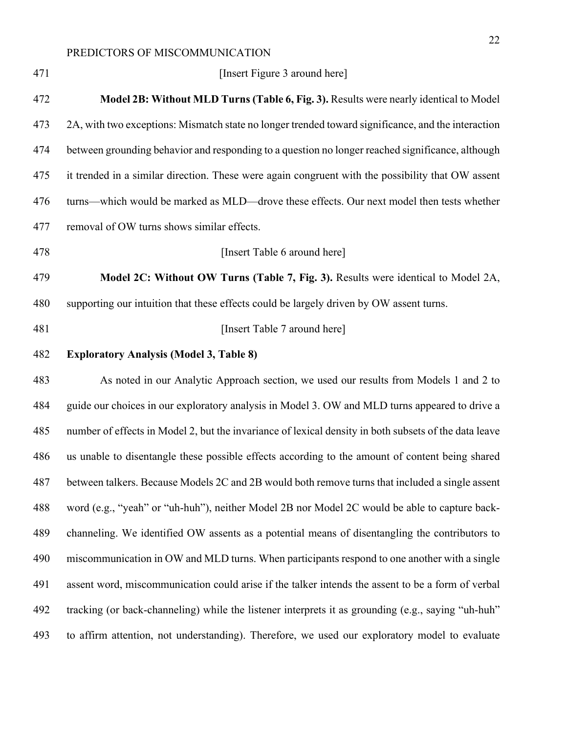[Insert Figure 3 around here]

**Model 2B: Without MLD Turns (Table 6, Fig. 3).** Results were nearly identical to Model 2A, with two exceptions: Mismatch state no longer trended toward significance, and the interaction between grounding behavior and responding to a question no longer reached significance, although it trended in a similar direction. These were again congruent with the possibility that OW assent turns—which would be marked as MLD—drove these effects. Our next model then tests whether removal of OW turns shows similar effects.

[Insert Table 6 around here]

**Model 2C: Without OW Turns (Table 7, Fig. 3).** Results were identical to Model 2A, supporting our intuition that these effects could be largely driven by OW assent turns.

[Insert Table 7 around here]

**Exploratory Analysis (Model 3, Table 8)**

As noted in our Analytic Approach section, we used our results from Models 1 and 2 to guide our choices in our exploratory analysis in Model 3. OW and MLD turns appeared to drive a number of effects in Model 2, but the invariance of lexical density in both subsets of the data leave us unable to disentangle these possible effects according to the amount of content being shared between talkers. Because Models 2C and 2B would both remove turns that included a single assent word (e.g., "yeah" or "uh-huh"), neither Model 2B nor Model 2C would be able to capture back-channeling. We identified OW assents as a potential means of disentangling the contributors to miscommunication in OW and MLD turns. When participants respond to one another with a single assent word, miscommunication could arise if the talker intends the assent to be a form of verbal tracking (or back-channeling) while the listener interprets it as grounding (e.g., saying "uh-huh" to affirm attention, not understanding). Therefore, we used our exploratory model to evaluate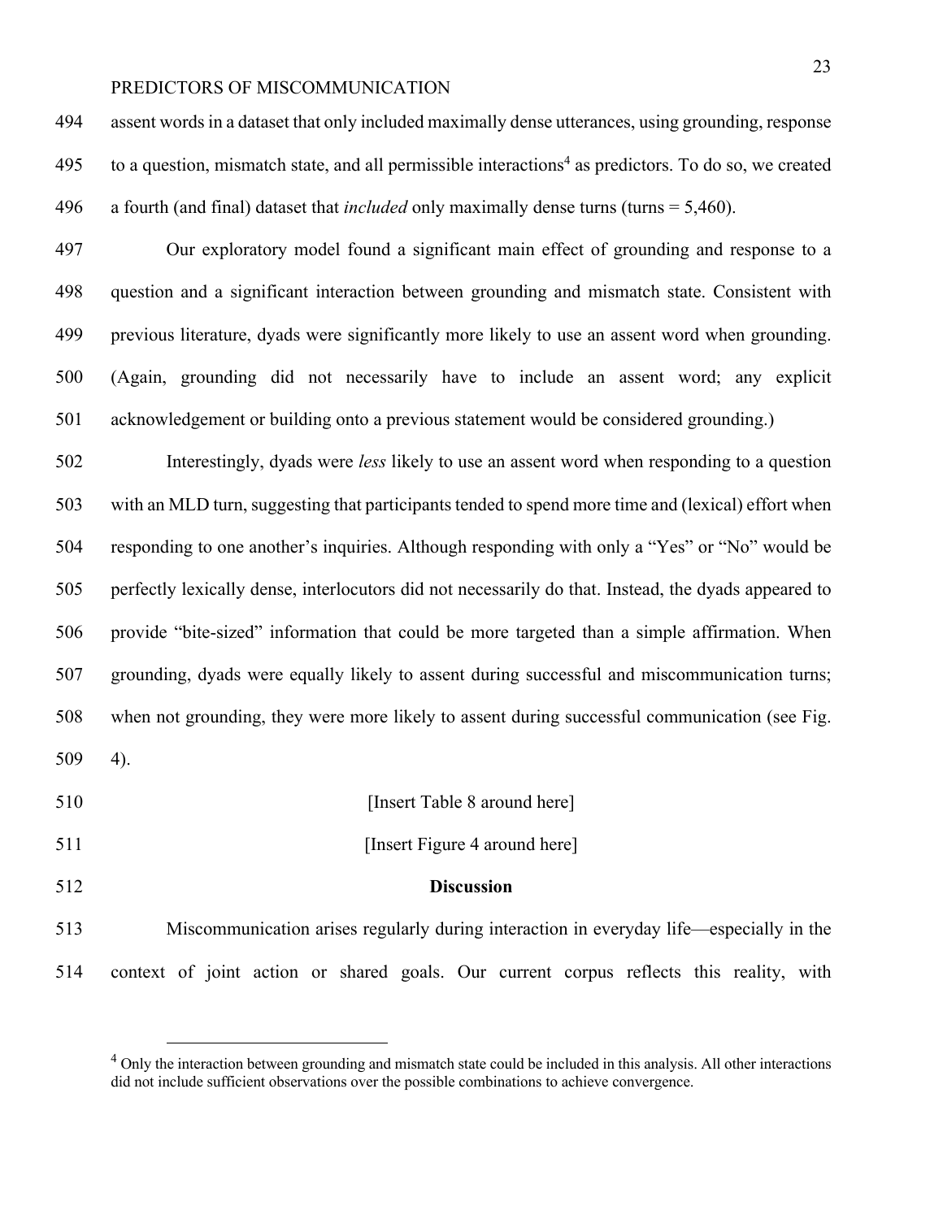assent words in a dataset that only included maximally dense utterances, using grounding, response to a question, mismatch state, and all permissible interactions[4] as predictors. To do so, we created a fourth (and final) dataset that *included* only maximally dense turns (turns = 5,460).

Our exploratory model found a significant main effect of grounding and response to a question and a significant interaction between grounding and mismatch state. Consistent with previous literature, dyads were significantly more likely to use an assent word when grounding. (Again, grounding did not necessarily have to include an assent word; any explicit acknowledgement or building onto a previous statement would be considered grounding.)

Interestingly, dyads were *less* likely to use an assent word when responding to a question with an MLD turn, suggesting that participants tended to spend more time and (lexical) effort when responding to one another's inquiries. Although responding with only a "Yes" or "No" would be perfectly lexically dense, interlocutors did not necessarily do that. Instead, the dyads appeared to provide "bite-sized" information that could be more targeted than a simple affirmation. When grounding, dyads were equally likely to assent during successful and miscommunication turns; when not grounding, they were more likely to assent during successful communication (see Fig. 4).

[Insert Table 8 around here]

[Insert Figure 4 around here]

## Discussion

Miscommunication arises regularly during interaction in everyday life—especially in the context of joint action or shared goals. Our current corpus reflects this reality, with

[4] Only the interaction between grounding and mismatch state could be included in this analysis. All other interactions did not include sufficient observations over the possible combinations to achieve convergence.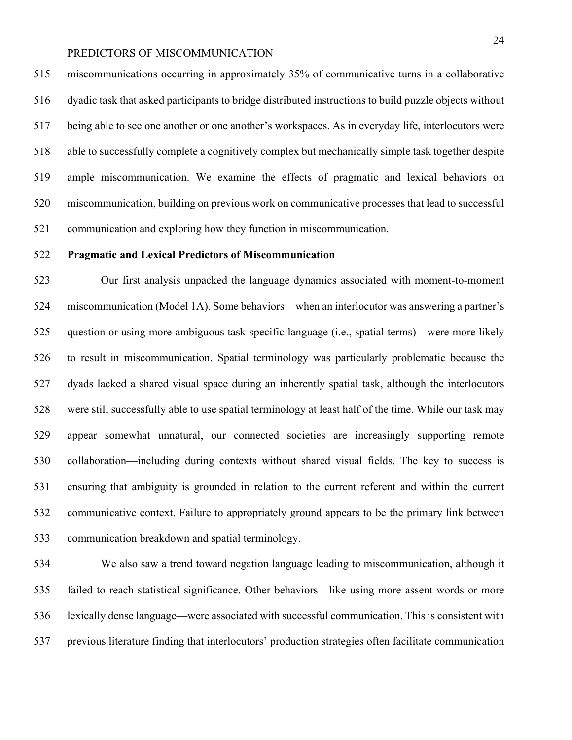miscommunications occurring in approximately 35% of communicative turns in a collaborative dyadic task that asked participants to bridge distributed instructions to build puzzle objects without being able to see one another or one another's workspaces. As in everyday life, interlocutors were able to successfully complete a cognitively complex but mechanically simple task together despite ample miscommunication. We examine the effects of pragmatic and lexical behaviors on miscommunication, building on previous work on communicative processes that lead to successful communication and exploring how they function in miscommunication.

**Pragmatic and Lexical Predictors of Miscommunication**

Our first analysis unpacked the language dynamics associated with moment-to-moment miscommunication (Model 1A). Some behaviors—when an interlocutor was answering a partner's question or using more ambiguous task-specific language (i.e., spatial terms)—were more likely to result in miscommunication. Spatial terminology was particularly problematic because the dyads lacked a shared visual space during an inherently spatial task, although the interlocutors were still successfully able to use spatial terminology at least half of the time. While our task may appear somewhat unnatural, our connected societies are increasingly supporting remote collaboration—including during contexts without shared visual fields. The key to success is ensuring that ambiguity is grounded in relation to the current referent and within the current communicative context. Failure to appropriately ground appears to be the primary link between communication breakdown and spatial terminology.

We also saw a trend toward negation language leading to miscommunication, although it failed to reach statistical significance. Other behaviors—like using more assent words or more lexically dense language—were associated with successful communication. This is consistent with previous literature finding that interlocutors' production strategies often facilitate communication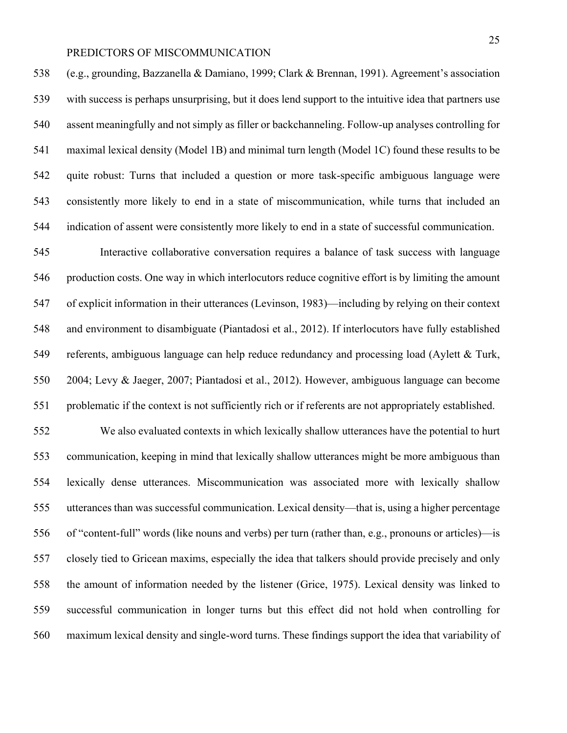(e.g., grounding, Bazzanella & Damiano, 1999; Clark & Brennan, 1991). Agreement's association with success is perhaps unsurprising, but it does lend support to the intuitive idea that partners use assent meaningfully and not simply as filler or backchanneling. Follow-up analyses controlling for maximal lexical density (Model 1B) and minimal turn length (Model 1C) found these results to be quite robust: Turns that included a question or more task-specific ambiguous language were consistently more likely to end in a state of miscommunication, while turns that included an indication of assent were consistently more likely to end in a state of successful communication.

Interactive collaborative conversation requires a balance of task success with language production costs. One way in which interlocutors reduce cognitive effort is by limiting the amount of explicit information in their utterances (Levinson, 1983)—including by relying on their context and environment to disambiguate (Piantadosi et al., 2012). If interlocutors have fully established referents, ambiguous language can help reduce redundancy and processing load (Aylett & Turk, 2004; Levy & Jaeger, 2007; Piantadosi et al., 2012). However, ambiguous language can become problematic if the context is not sufficiently rich or if referents are not appropriately established.

We also evaluated contexts in which lexically shallow utterances have the potential to hurt communication, keeping in mind that lexically shallow utterances might be more ambiguous than lexically dense utterances. Miscommunication was associated more with lexically shallow utterances than was successful communication. Lexical density—that is, using a higher percentage of "content-full" words (like nouns and verbs) per turn (rather than, e.g., pronouns or articles)—is closely tied to Gricean maxims, especially the idea that talkers should provide precisely and only the amount of information needed by the listener (Grice, 1975). Lexical density was linked to successful communication in longer turns but this effect did not hold when controlling for maximum lexical density and single-word turns. These findings support the idea that variability of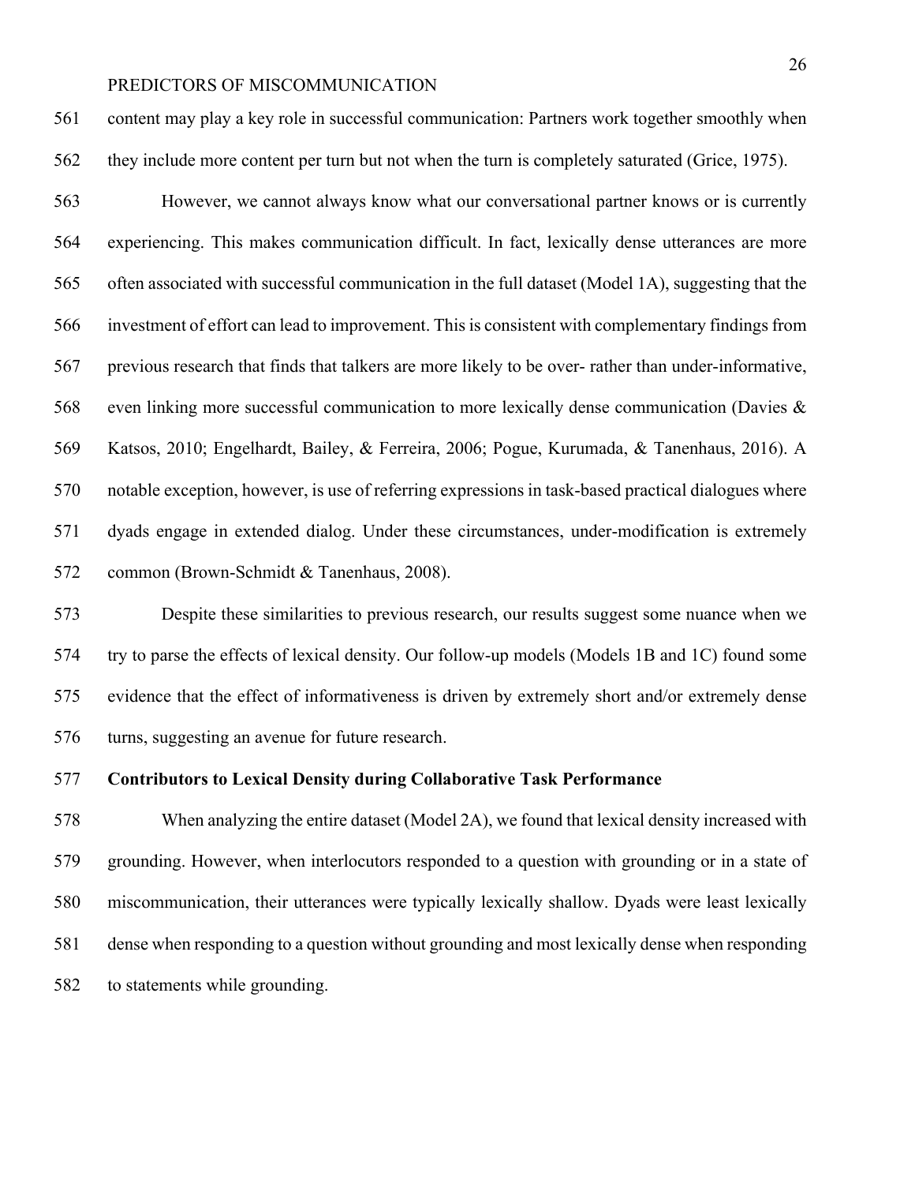content may play a key role in successful communication: Partners work together smoothly when they include more content per turn but not when the turn is completely saturated (Grice, 1975).

However, we cannot always know what our conversational partner knows or is currently experiencing. This makes communication difficult. In fact, lexically dense utterances are more often associated with successful communication in the full dataset (Model 1A), suggesting that the investment of effort can lead to improvement. This is consistent with complementary findings from previous research that finds that talkers are more likely to be over- rather than under-informative, even linking more successful communication to more lexically dense communication (Davies & Katsos, 2010; Engelhardt, Bailey, & Ferreira, 2006; Pogue, Kurumada, & Tanenhaus, 2016). A notable exception, however, is use of referring expressions in task-based practical dialogues where dyads engage in extended dialog. Under these circumstances, under-modification is extremely common (Brown-Schmidt & Tanenhaus, 2008).

Despite these similarities to previous research, our results suggest some nuance when we try to parse the effects of lexical density. Our follow-up models (Models 1B and 1C) found some evidence that the effect of informativeness is driven by extremely short and/or extremely dense turns, suggesting an avenue for future research.

**Contributors to Lexical Density during Collaborative Task Performance**

When analyzing the entire dataset (Model 2A), we found that lexical density increased with grounding. However, when interlocutors responded to a question with grounding or in a state of miscommunication, their utterances were typically lexically shallow. Dyads were least lexically dense when responding to a question without grounding and most lexically dense when responding to statements while grounding.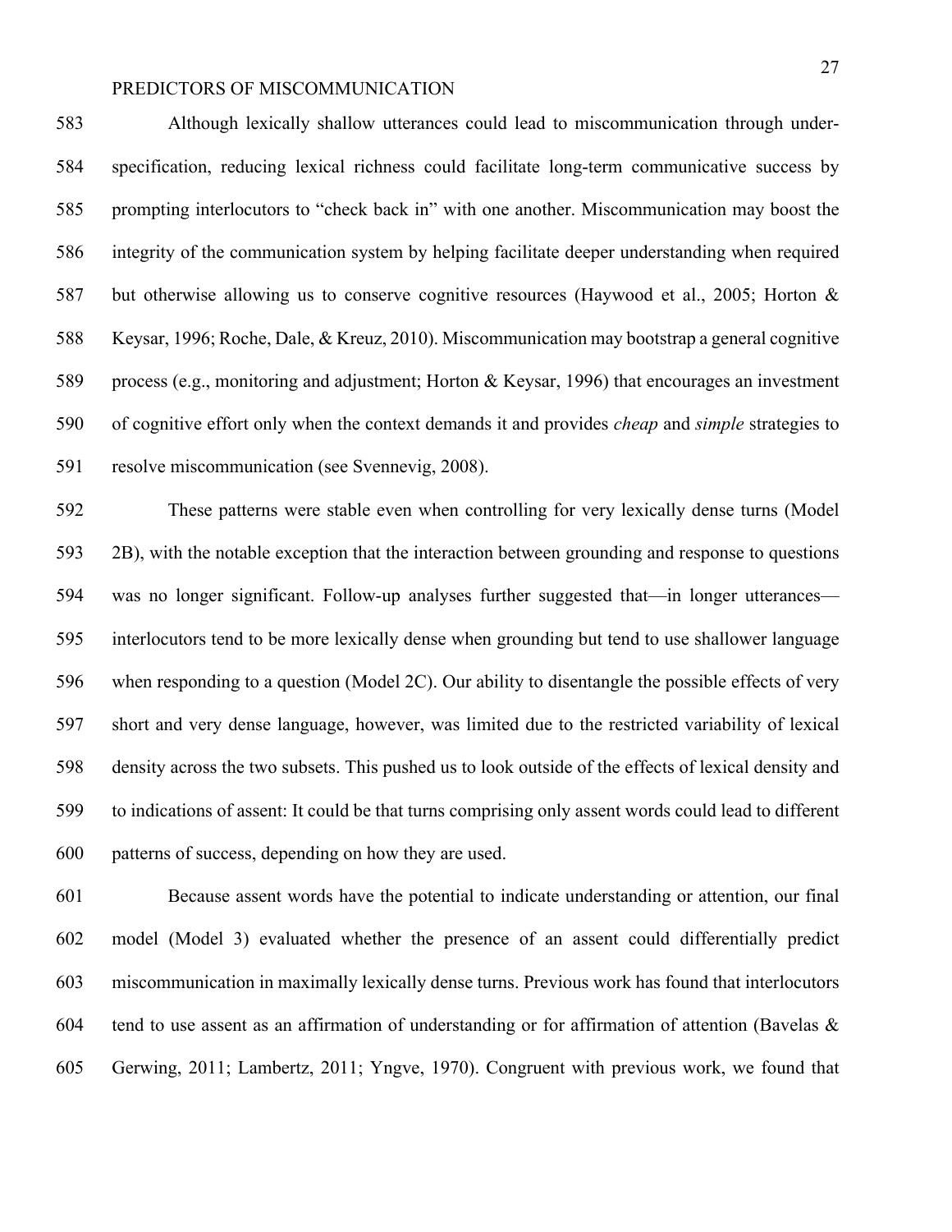Although lexically shallow utterances could lead to miscommunication through under-specification, reducing lexical richness could facilitate long-term communicative success by prompting interlocutors to "check back in" with one another. Miscommunication may boost the integrity of the communication system by helping facilitate deeper understanding when required but otherwise allowing us to conserve cognitive resources (Haywood et al., 2005; Horton & Keysar, 1996; Roche, Dale, & Kreuz, 2010). Miscommunication may bootstrap a general cognitive process (e.g., monitoring and adjustment; Horton & Keysar, 1996) that encourages an investment of cognitive effort only when the context demands it and provides *cheap* and *simple* strategies to resolve miscommunication (see Svennevig, 2008).

These patterns were stable even when controlling for very lexically dense turns (Model 2B), with the notable exception that the interaction between grounding and response to questions was no longer significant. Follow-up analyses further suggested that—in longer utterances—interlocutors tend to be more lexically dense when grounding but tend to use shallower language when responding to a question (Model 2C). Our ability to disentangle the possible effects of very short and very dense language, however, was limited due to the restricted variability of lexical density across the two subsets. This pushed us to look outside of the effects of lexical density and to indications of assent: It could be that turns comprising only assent words could lead to different patterns of success, depending on how they are used.

Because assent words have the potential to indicate understanding or attention, our final model (Model 3) evaluated whether the presence of an assent could differentially predict miscommunication in maximally lexically dense turns. Previous work has found that interlocutors tend to use assent as an affirmation of understanding or for affirmation of attention (Bavelas & Gerwing, 2011; Lambertz, 2011; Yngve, 1970). Congruent with previous work, we found that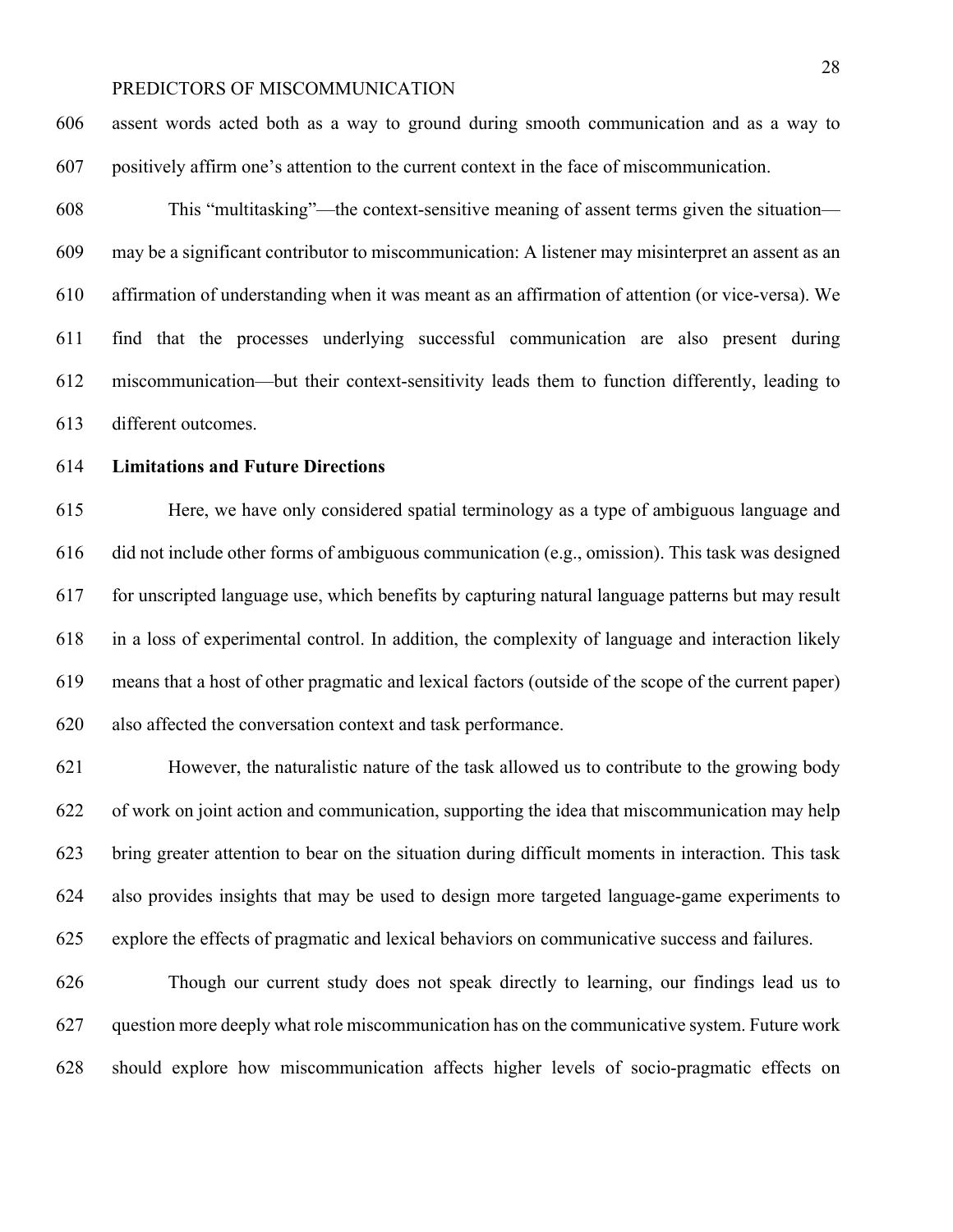assent words acted both as a way to ground during smooth communication and as a way to positively affirm one's attention to the current context in the face of miscommunication.

This "multitasking"—the context-sensitive meaning of assent terms given the situation—may be a significant contributor to miscommunication: A listener may misinterpret an assent as an affirmation of understanding when it was meant as an affirmation of attention (or vice-versa). We find that the processes underlying successful communication are also present during miscommunication—but their context-sensitivity leads them to function differently, leading to different outcomes.

**Limitations and Future Directions**

Here, we have only considered spatial terminology as a type of ambiguous language and did not include other forms of ambiguous communication (e.g., omission). This task was designed for unscripted language use, which benefits by capturing natural language patterns but may result in a loss of experimental control. In addition, the complexity of language and interaction likely means that a host of other pragmatic and lexical factors (outside of the scope of the current paper) also affected the conversation context and task performance.

However, the naturalistic nature of the task allowed us to contribute to the growing body of work on joint action and communication, supporting the idea that miscommunication may help bring greater attention to bear on the situation during difficult moments in interaction. This task also provides insights that may be used to design more targeted language-game experiments to explore the effects of pragmatic and lexical behaviors on communicative success and failures.

Though our current study does not speak directly to learning, our findings lead us to question more deeply what role miscommunication has on the communicative system. Future work should explore how miscommunication affects higher levels of socio-pragmatic effects on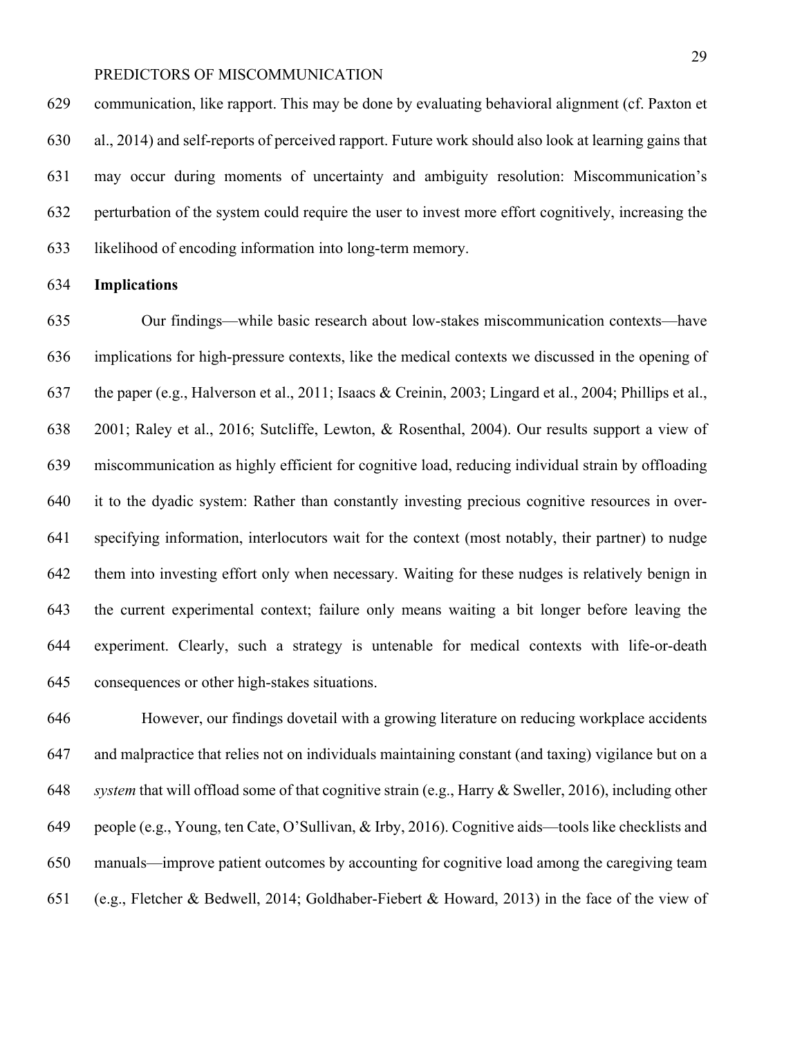communication, like rapport. This may be done by evaluating behavioral alignment (cf. Paxton et al., 2014) and self-reports of perceived rapport. Future work should also look at learning gains that may occur during moments of uncertainty and ambiguity resolution: Miscommunication's perturbation of the system could require the user to invest more effort cognitively, increasing the likelihood of encoding information into long-term memory.

**Implications**

Our findings—while basic research about low-stakes miscommunication contexts—have implications for high-pressure contexts, like the medical contexts we discussed in the opening of the paper (e.g., Halverson et al., 2011; Isaacs & Creinin, 2003; Lingard et al., 2004; Phillips et al., 2001; Raley et al., 2016; Sutcliffe, Lewton, & Rosenthal, 2004). Our results support a view of miscommunication as highly efficient for cognitive load, reducing individual strain by offloading it to the dyadic system: Rather than constantly investing precious cognitive resources in over-specifying information, interlocutors wait for the context (most notably, their partner) to nudge them into investing effort only when necessary. Waiting for these nudges is relatively benign in the current experimental context; failure only means waiting a bit longer before leaving the experiment. Clearly, such a strategy is untenable for medical contexts with life-or-death consequences or other high-stakes situations.

However, our findings dovetail with a growing literature on reducing workplace accidents and malpractice that relies not on individuals maintaining constant (and taxing) vigilance but on a *system* that will offload some of that cognitive strain (e.g., Harry & Sweller, 2016), including other people (e.g., Young, ten Cate, O'Sullivan, & Irby, 2016). Cognitive aids—tools like checklists and manuals—improve patient outcomes by accounting for cognitive load among the caregiving team (e.g., Fletcher & Bedwell, 2014; Goldhaber-Fiebert & Howard, 2013) in the face of the view of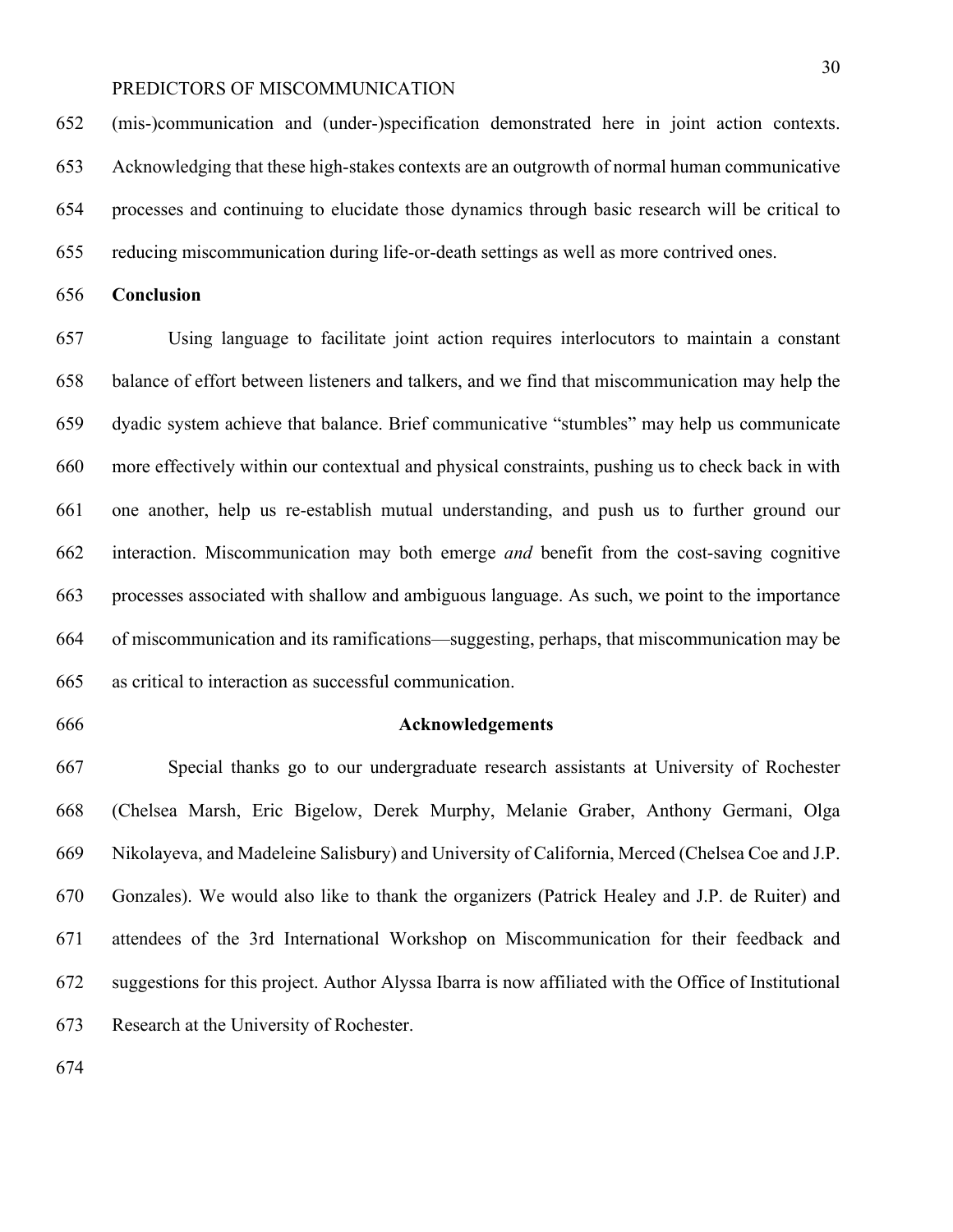(mis-)communication and (under-)specification demonstrated here in joint action contexts. Acknowledging that these high-stakes contexts are an outgrowth of normal human communicative processes and continuing to elucidate those dynamics through basic research will be critical to reducing miscommunication during life-or-death settings as well as more contrived ones.

## Conclusion

Using language to facilitate joint action requires interlocutors to maintain a constant balance of effort between listeners and talkers, and we find that miscommunication may help the dyadic system achieve that balance. Brief communicative "stumbles" may help us communicate more effectively within our contextual and physical constraints, pushing us to check back in with one another, help us re-establish mutual understanding, and push us to further ground our interaction. Miscommunication may both emerge *and* benefit from the cost-saving cognitive processes associated with shallow and ambiguous language. As such, we point to the importance of miscommunication and its ramifications—suggesting, perhaps, that miscommunication may be as critical to interaction as successful communication.

## Acknowledgements

Special thanks go to our undergraduate research assistants at University of Rochester (Chelsea Marsh, Eric Bigelow, Derek Murphy, Melanie Graber, Anthony Germani, Olga Nikolayeva, and Madeleine Salisbury) and University of California, Merced (Chelsea Coe and J.P. Gonzales). We would also like to thank the organizers (Patrick Healey and J.P. de Ruiter) and attendees of the 3rd International Workshop on Miscommunication for their feedback and suggestions for this project. Author Alyssa Ibarra is now affiliated with the Office of Institutional Research at the University of Rochester.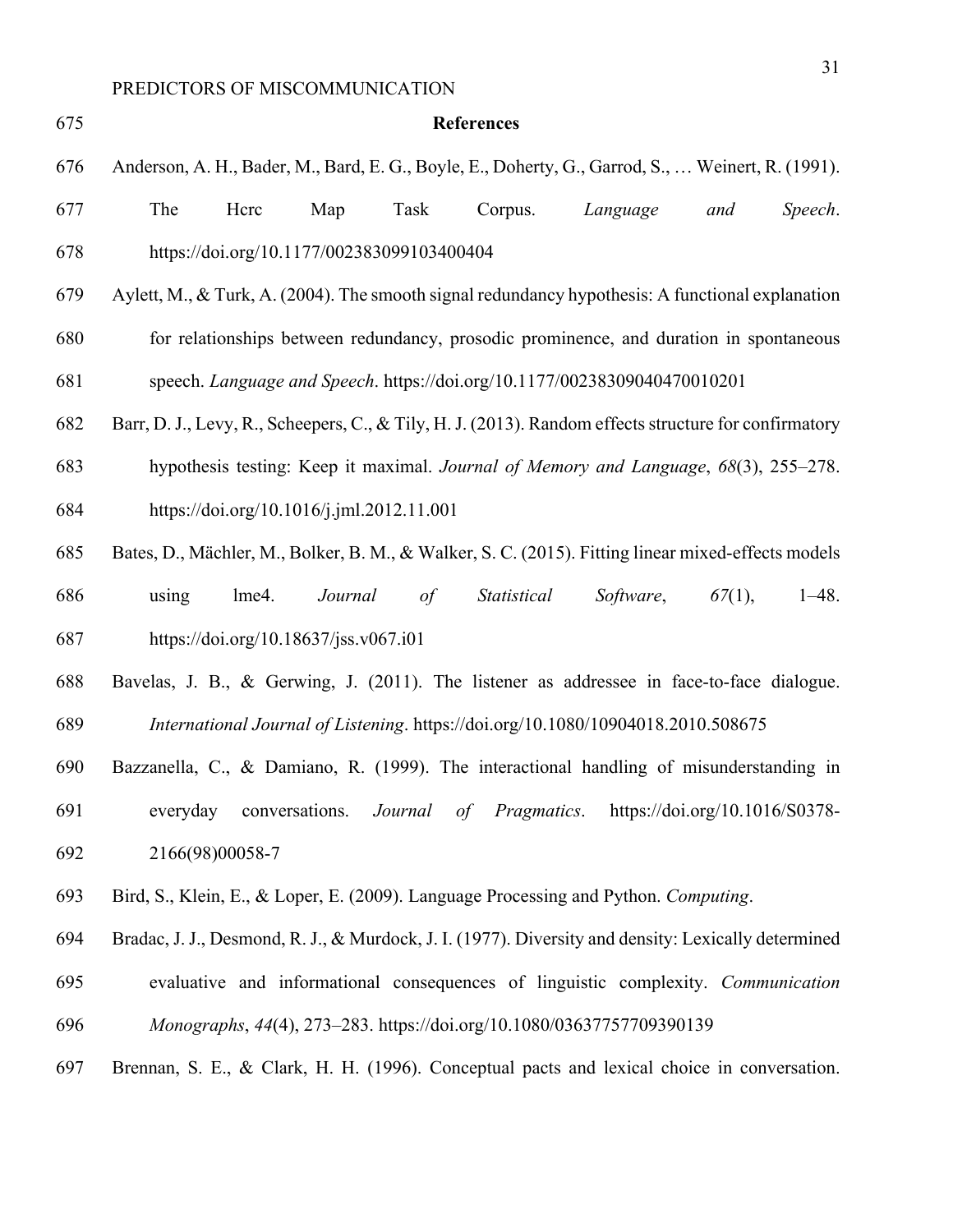# References

Anderson, A. H., Bader, M., Bard, E. G., Boyle, E., Doherty, G., Garrod, S., … Weinert, R. (1991). The Hcrc Map Task Corpus. *Language and Speech*. https://doi.org/10.1177/002383099103400404

Aylett, M., & Turk, A. (2004). The smooth signal redundancy hypothesis: A functional explanation for relationships between redundancy, prosodic prominence, and duration in spontaneous speech. *Language and Speech*. https://doi.org/10.1177/00238309040470010201

Barr, D. J., Levy, R., Scheepers, C., & Tily, H. J. (2013). Random effects structure for confirmatory hypothesis testing: Keep it maximal. *Journal of Memory and Language*, *68*(3), 255–278. https://doi.org/10.1016/j.jml.2012.11.001

Bates, D., Mächler, M., Bolker, B. M., & Walker, S. C. (2015). Fitting linear mixed-effects models using lme4. *Journal of Statistical Software*, *67*(1), 1–48. https://doi.org/10.18637/jss.v067.i01

Bavelas, J. B., & Gerwing, J. (2011). The listener as addressee in face-to-face dialogue. *International Journal of Listening*. https://doi.org/10.1080/10904018.2010.508675

Bazzanella, C., & Damiano, R. (1999). The interactional handling of misunderstanding in everyday conversations. *Journal of Pragmatics*. https://doi.org/10.1016/S0378-2166(98)00058-7

Bird, S., Klein, E., & Loper, E. (2009). Language Processing and Python. *Computing*.

Bradac, J. J., Desmond, R. J., & Murdock, J. I. (1977). Diversity and density: Lexically determined evaluative and informational consequences of linguistic complexity. *Communication Monographs*, *44*(4), 273–283. https://doi.org/10.1080/03637757709390139

Brennan, S. E., & Clark, H. H. (1996). Conceptual pacts and lexical choice in conversation.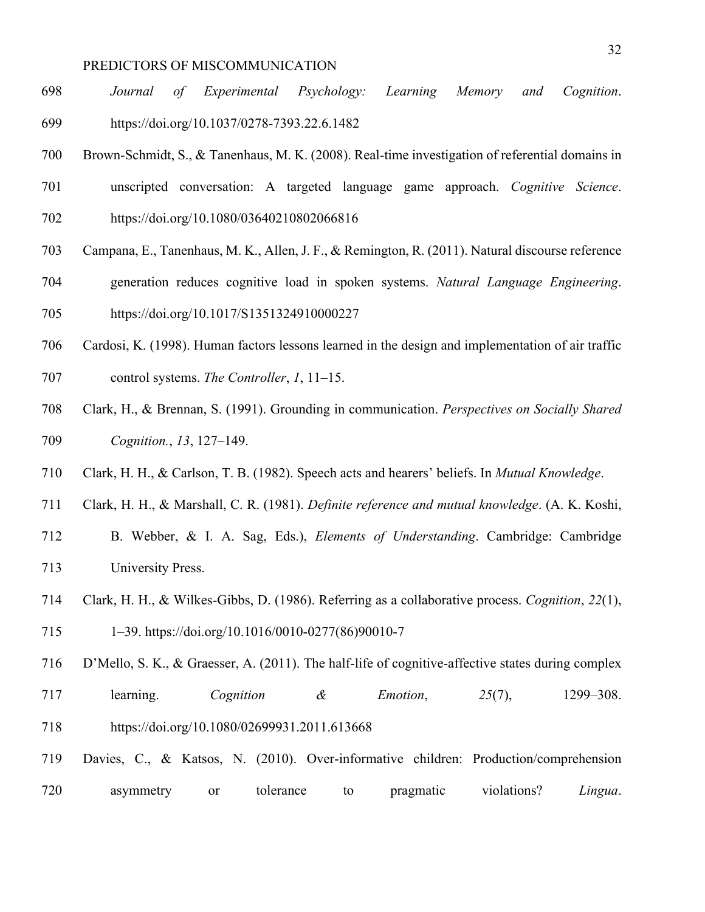*Journal of Experimental Psychology: Learning Memory and Cognition*. https://doi.org/10.1037/0278-7393.22.6.1482

Brown-Schmidt, S., & Tanenhaus, M. K. (2008). Real-time investigation of referential domains in unscripted conversation: A targeted language game approach. *Cognitive Science*. https://doi.org/10.1080/03640210802066816

Campana, E., Tanenhaus, M. K., Allen, J. F., & Remington, R. (2011). Natural discourse reference generation reduces cognitive load in spoken systems. *Natural Language Engineering*. https://doi.org/10.1017/S1351324910000227

Cardosi, K. (1998). Human factors lessons learned in the design and implementation of air traffic control systems. *The Controller*, *1*, 11–15.

Clark, H., & Brennan, S. (1991). Grounding in communication. *Perspectives on Socially Shared Cognition.*, *13*, 127–149.

Clark, H. H., & Carlson, T. B. (1982). Speech acts and hearers' beliefs. In *Mutual Knowledge*.

Clark, H. H., & Marshall, C. R. (1981). *Definite reference and mutual knowledge*. (A. K. Koshi, B. Webber, & I. A. Sag, Eds.), *Elements of Understanding*. Cambridge: Cambridge University Press.

Clark, H. H., & Wilkes-Gibbs, D. (1986). Referring as a collaborative process. *Cognition*, *22*(1), 1–39. https://doi.org/10.1016/0010-0277(86)90010-7

D'Mello, S. K., & Graesser, A. (2011). The half-life of cognitive-affective states during complex learning. *Cognition & Emotion*, *25*(7), 1299–308. https://doi.org/10.1080/02699931.2011.613668

Davies, C., & Katsos, N. (2010). Over-informative children: Production/comprehension asymmetry or tolerance to pragmatic violations? *Lingua*.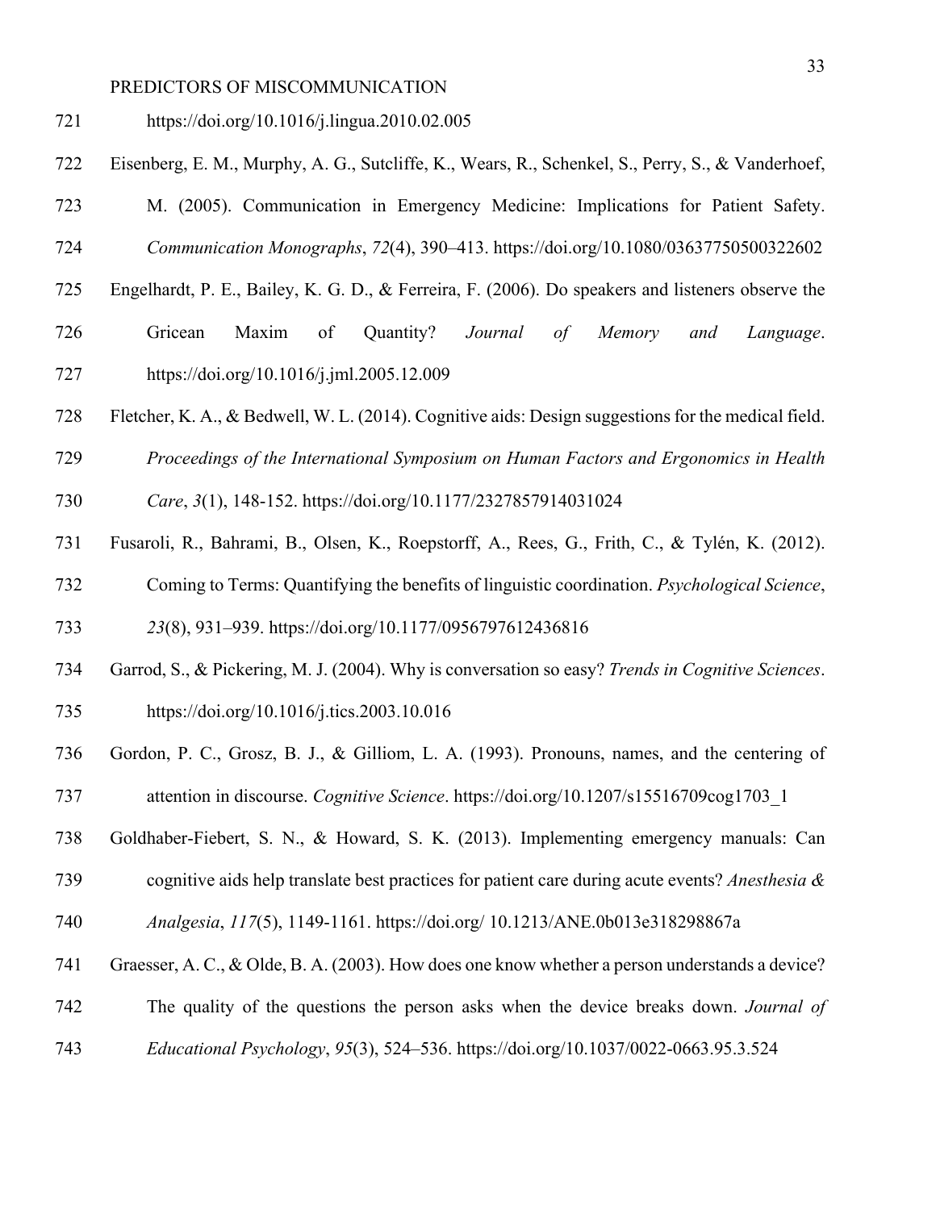https://doi.org/10.1016/j.lingua.2010.02.005

Eisenberg, E. M., Murphy, A. G., Sutcliffe, K., Wears, R., Schenkel, S., Perry, S., & Vanderhoef, M. (2005). Communication in Emergency Medicine: Implications for Patient Safety. *Communication Monographs*, *72*(4), 390–413. https://doi.org/10.1080/03637750500322602

Engelhardt, P. E., Bailey, K. G. D., & Ferreira, F. (2006). Do speakers and listeners observe the Gricean Maxim of Quantity? *Journal of Memory and Language*. https://doi.org/10.1016/j.jml.2005.12.009

Fletcher, K. A., & Bedwell, W. L. (2014). Cognitive aids: Design suggestions for the medical field. *Proceedings of the International Symposium on Human Factors and Ergonomics in Health Care*, *3*(1), 148-152. https://doi.org/10.1177/2327857914031024

Fusaroli, R., Bahrami, B., Olsen, K., Roepstorff, A., Rees, G., Frith, C., & Tylén, K. (2012). Coming to Terms: Quantifying the benefits of linguistic coordination. *Psychological Science*, *23*(8), 931–939. https://doi.org/10.1177/0956797612436816

Garrod, S., & Pickering, M. J. (2004). Why is conversation so easy? *Trends in Cognitive Sciences*. https://doi.org/10.1016/j.tics.2003.10.016

Gordon, P. C., Grosz, B. J., & Gilliom, L. A. (1993). Pronouns, names, and the centering of attention in discourse. *Cognitive Science*. https://doi.org/10.1207/s15516709cog1703_1

Goldhaber-Fiebert, S. N., & Howard, S. K. (2013). Implementing emergency manuals: Can cognitive aids help translate best practices for patient care during acute events? *Anesthesia & Analgesia*, *117*(5), 1149-1161. https://doi.org/ 10.1213/ANE.0b013e318298867a

Graesser, A. C., & Olde, B. A. (2003). How does one know whether a person understands a device? The quality of the questions the person asks when the device breaks down. *Journal of Educational Psychology*, *95*(3), 524–536. https://doi.org/10.1037/0022-0663.95.3.524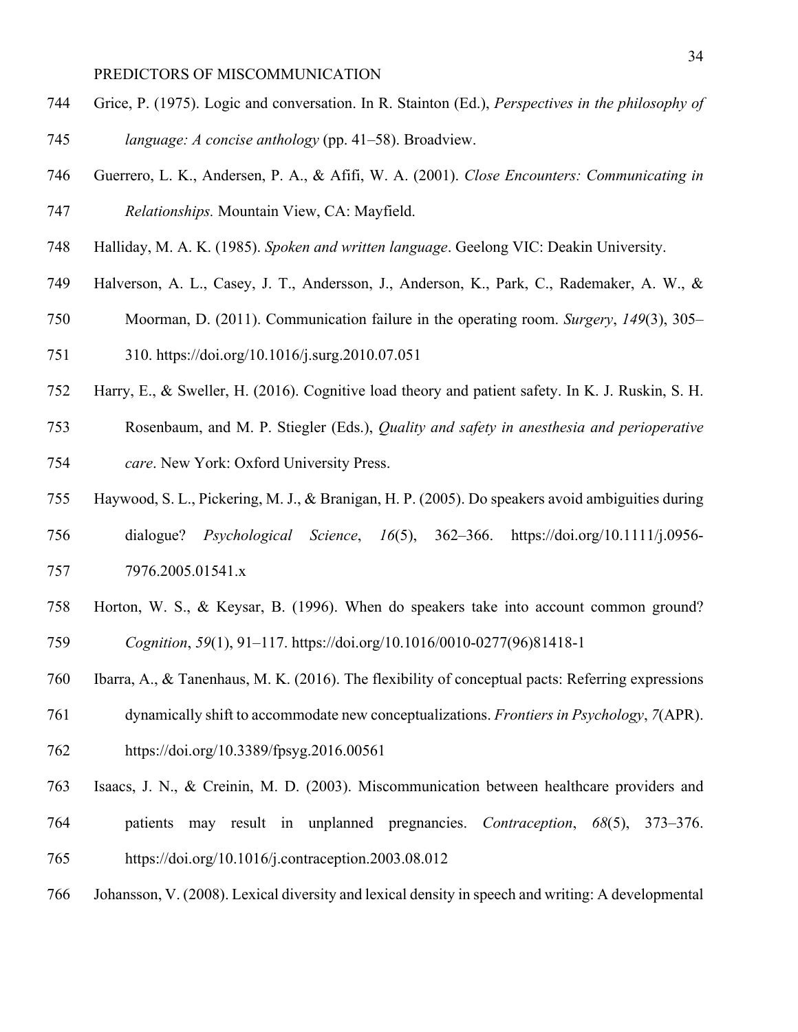Grice, P. (1975). Logic and conversation. In R. Stainton (Ed.), *Perspectives in the philosophy of language: A concise anthology* (pp. 41–58). Broadview.

Guerrero, L. K., Andersen, P. A., & Afifi, W. A. (2001). *Close Encounters: Communicating in Relationships.* Mountain View, CA: Mayfield.

Halliday, M. A. K. (1985). *Spoken and written language*. Geelong VIC: Deakin University.

Halverson, A. L., Casey, J. T., Andersson, J., Anderson, K., Park, C., Rademaker, A. W., & Moorman, D. (2011). Communication failure in the operating room. *Surgery*, *149*(3), 305–310. https://doi.org/10.1016/j.surg.2010.07.051

Harry, E., & Sweller, H. (2016). Cognitive load theory and patient safety. In K. J. Ruskin, S. H. Rosenbaum, and M. P. Stiegler (Eds.), *Quality and safety in anesthesia and perioperative care*. New York: Oxford University Press.

Haywood, S. L., Pickering, M. J., & Branigan, H. P. (2005). Do speakers avoid ambiguities during dialogue? *Psychological Science*, *16*(5), 362–366. https://doi.org/10.1111/j.0956-7976.2005.01541.x

Horton, W. S., & Keysar, B. (1996). When do speakers take into account common ground? *Cognition*, *59*(1), 91–117. https://doi.org/10.1016/0010-0277(96)81418-1

Ibarra, A., & Tanenhaus, M. K. (2016). The flexibility of conceptual pacts: Referring expressions dynamically shift to accommodate new conceptualizations. *Frontiers in Psychology*, *7*(APR). https://doi.org/10.3389/fpsyg.2016.00561

Isaacs, J. N., & Creinin, M. D. (2003). Miscommunication between healthcare providers and patients may result in unplanned pregnancies. *Contraception*, *68*(5), 373–376. https://doi.org/10.1016/j.contraception.2003.08.012

Johansson, V. (2008). Lexical diversity and lexical density in speech and writing: A developmental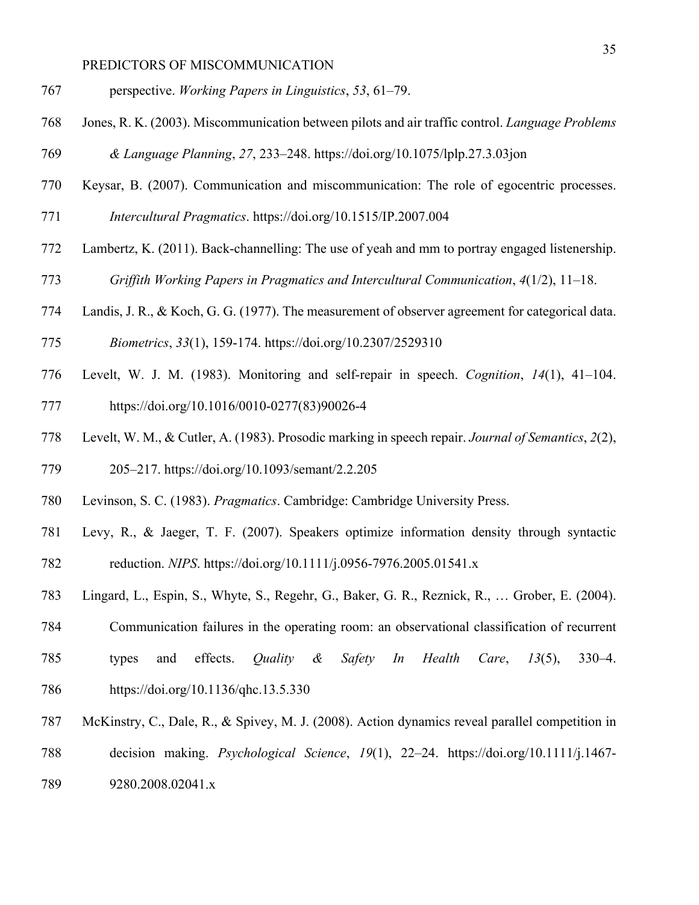perspective. *Working Papers in Linguistics*, *53*, 61–79.

Jones, R. K. (2003). Miscommunication between pilots and air traffic control. *Language Problems & Language Planning*, *27*, 233–248. https://doi.org/10.1075/lplp.27.3.03jon

Keysar, B. (2007). Communication and miscommunication: The role of egocentric processes. *Intercultural Pragmatics*. https://doi.org/10.1515/IP.2007.004

Lambertz, K. (2011). Back-channelling: The use of yeah and mm to portray engaged listenership. *Griffith Working Papers in Pragmatics and Intercultural Communication*, *4*(1/2), 11–18.

Landis, J. R., & Koch, G. G. (1977). The measurement of observer agreement for categorical data. *Biometrics*, *33*(1), 159-174. https://doi.org/10.2307/2529310

Levelt, W. J. M. (1983). Monitoring and self-repair in speech. *Cognition*, *14*(1), 41–104. https://doi.org/10.1016/0010-0277(83)90026-4

Levelt, W. M., & Cutler, A. (1983). Prosodic marking in speech repair. *Journal of Semantics*, *2*(2), 205–217. https://doi.org/10.1093/semant/2.2.205

Levinson, S. C. (1983). *Pragmatics*. Cambridge: Cambridge University Press.

Levy, R., & Jaeger, T. F. (2007). Speakers optimize information density through syntactic reduction. *NIPS*. https://doi.org/10.1111/j.0956-7976.2005.01541.x

Lingard, L., Espin, S., Whyte, S., Regehr, G., Baker, G. R., Reznick, R., … Grober, E. (2004). Communication failures in the operating room: an observational classification of recurrent types and effects. *Quality & Safety In Health Care*, *13*(5), 330–4. https://doi.org/10.1136/qhc.13.5.330

McKinstry, C., Dale, R., & Spivey, M. J. (2008). Action dynamics reveal parallel competition in decision making. *Psychological Science*, *19*(1), 22–24. https://doi.org/10.1111/j.1467-9280.2008.02041.x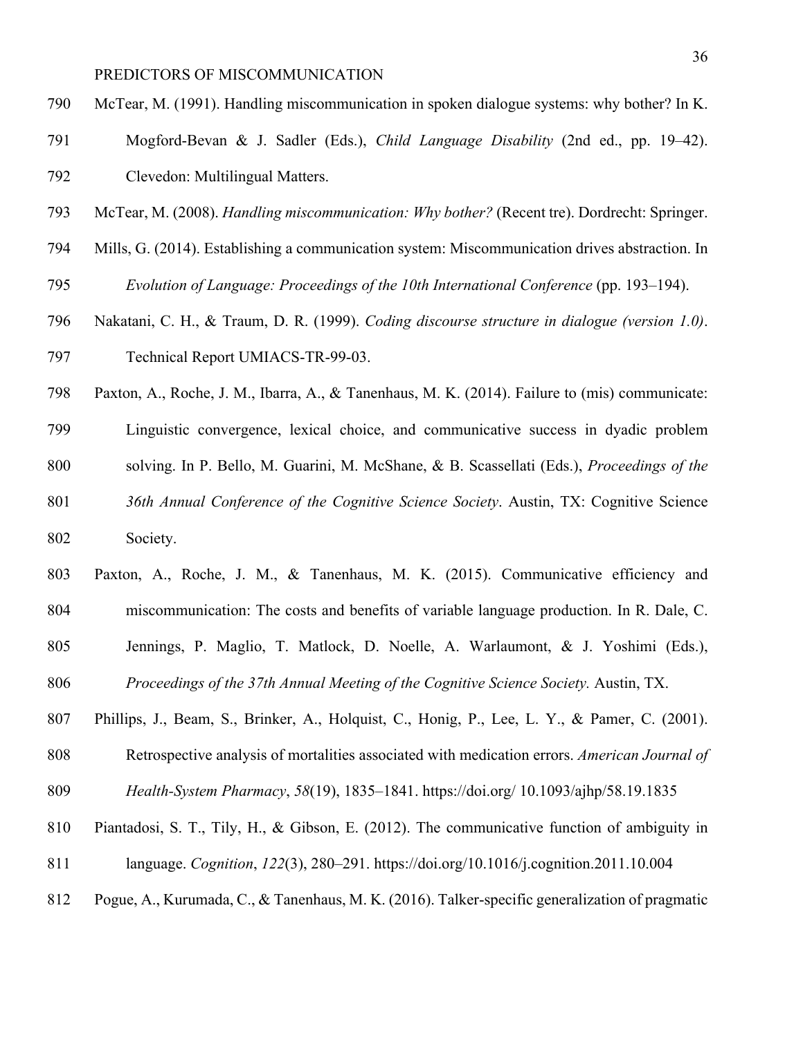McTear, M. (1991). Handling miscommunication in spoken dialogue systems: why bother? In K. Mogford-Bevan & J. Sadler (Eds.), *Child Language Disability* (2nd ed., pp. 19–42). Clevedon: Multilingual Matters.

McTear, M. (2008). *Handling miscommunication: Why bother?* (Recent tre). Dordrecht: Springer.

Mills, G. (2014). Establishing a communication system: Miscommunication drives abstraction. In *Evolution of Language: Proceedings of the 10th International Conference* (pp. 193–194).

Nakatani, C. H., & Traum, D. R. (1999). *Coding discourse structure in dialogue (version 1.0)*. Technical Report UMIACS-TR-99-03.

Paxton, A., Roche, J. M., Ibarra, A., & Tanenhaus, M. K. (2014). Failure to (mis) communicate: Linguistic convergence, lexical choice, and communicative success in dyadic problem solving. In P. Bello, M. Guarini, M. McShane, & B. Scassellati (Eds.), *Proceedings of the 36th Annual Conference of the Cognitive Science Society*. Austin, TX: Cognitive Science Society.

Paxton, A., Roche, J. M., & Tanenhaus, M. K. (2015). Communicative efficiency and miscommunication: The costs and benefits of variable language production. In R. Dale, C. Jennings, P. Maglio, T. Matlock, D. Noelle, A. Warlaumont, & J. Yoshimi (Eds.), *Proceedings of the 37th Annual Meeting of the Cognitive Science Society.* Austin, TX.

Phillips, J., Beam, S., Brinker, A., Holquist, C., Honig, P., Lee, L. Y., & Pamer, C. (2001). Retrospective analysis of mortalities associated with medication errors. *American Journal of Health-System Pharmacy*, *58*(19), 1835–1841. https://doi.org/ 10.1093/ajhp/58.19.1835

Piantadosi, S. T., Tily, H., & Gibson, E. (2012). The communicative function of ambiguity in language. *Cognition*, *122*(3), 280–291. https://doi.org/10.1016/j.cognition.2011.10.004

Pogue, A., Kurumada, C., & Tanenhaus, M. K. (2016). Talker-specific generalization of pragmatic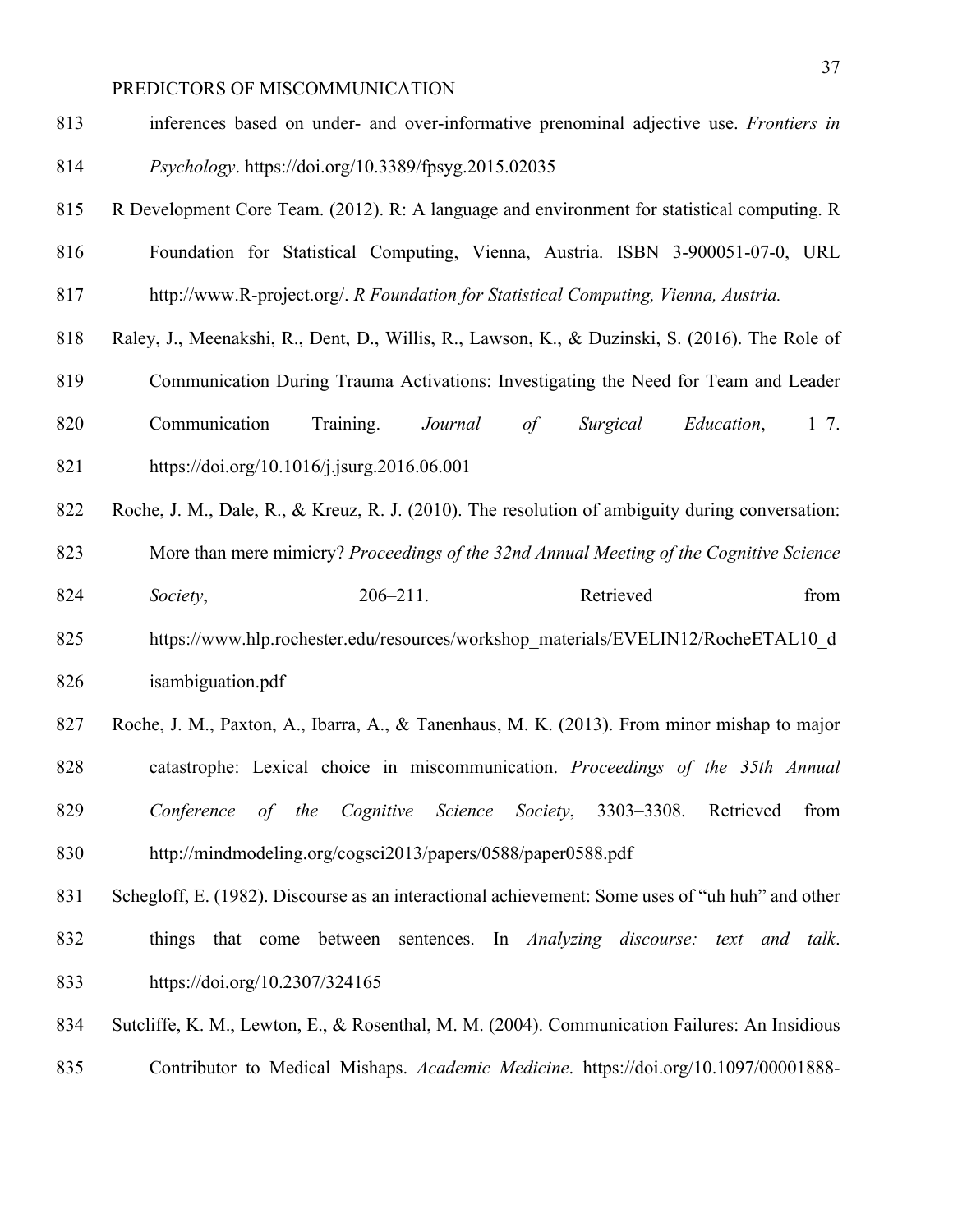inferences based on under- and over-informative prenominal adjective use. *Frontiers in Psychology*. https://doi.org/10.3389/fpsyg.2015.02035

R Development Core Team. (2012). R: A language and environment for statistical computing. R Foundation for Statistical Computing, Vienna, Austria. ISBN 3-900051-07-0, URL http://www.R-project.org/. *R Foundation for Statistical Computing, Vienna, Austria.*

Raley, J., Meenakshi, R., Dent, D., Willis, R., Lawson, K., & Duzinski, S. (2016). The Role of Communication During Trauma Activations: Investigating the Need for Team and Leader Communication Training. *Journal of Surgical Education*, 1–7. https://doi.org/10.1016/j.jsurg.2016.06.001

Roche, J. M., Dale, R., & Kreuz, R. J. (2010). The resolution of ambiguity during conversation: More than mere mimicry? *Proceedings of the 32nd Annual Meeting of the Cognitive Science Society*, 206–211. Retrieved from https://www.hlp.rochester.edu/resources/workshop_materials/EVELIN12/RocheETAL10_disambiguation.pdf

Roche, J. M., Paxton, A., Ibarra, A., & Tanenhaus, M. K. (2013). From minor mishap to major catastrophe: Lexical choice in miscommunication. *Proceedings of the 35th Annual Conference of the Cognitive Science Society*, 3303–3308. Retrieved from http://mindmodeling.org/cogsci2013/papers/0588/paper0588.pdf

Schegloff, E. (1982). Discourse as an interactional achievement: Some uses of "uh huh" and other things that come between sentences. In *Analyzing discourse: text and talk*. https://doi.org/10.2307/324165

Sutcliffe, K. M., Lewton, E., & Rosenthal, M. M. (2004). Communication Failures: An Insidious Contributor to Medical Mishaps. *Academic Medicine*. https://doi.org/10.1097/00001888-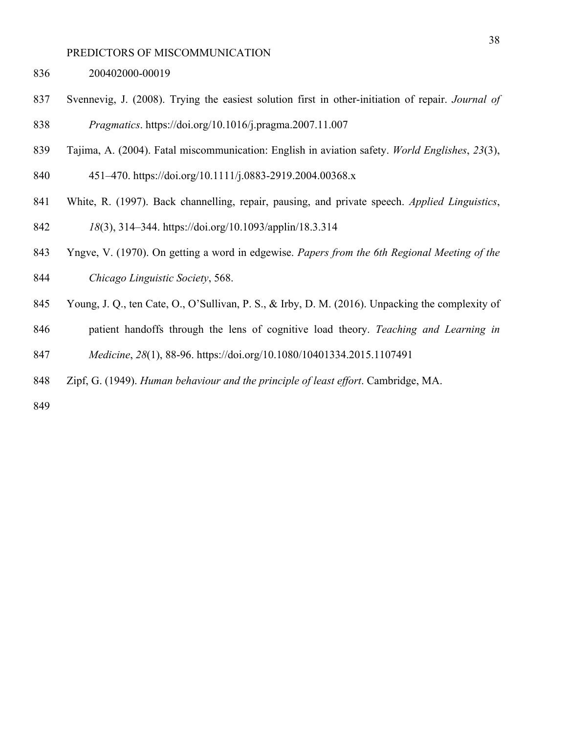200402000-00019

Svennevig, J. (2008). Trying the easiest solution first in other-initiation of repair. *Journal of Pragmatics*. https://doi.org/10.1016/j.pragma.2007.11.007

Tajima, A. (2004). Fatal miscommunication: English in aviation safety. *World Englishes*, *23*(3), 451–470. https://doi.org/10.1111/j.0883-2919.2004.00368.x

White, R. (1997). Back channelling, repair, pausing, and private speech. *Applied Linguistics*, *18*(3), 314–344. https://doi.org/10.1093/applin/18.3.314

Yngve, V. (1970). On getting a word in edgewise. *Papers from the 6th Regional Meeting of the Chicago Linguistic Society*, 568.

Young, J. Q., ten Cate, O., O'Sullivan, P. S., & Irby, D. M. (2016). Unpacking the complexity of patient handoffs through the lens of cognitive load theory. *Teaching and Learning in Medicine*, *28*(1), 88-96. https://doi.org/10.1080/10401334.2015.1107491

Zipf, G. (1949). *Human behaviour and the principle of least effort*. Cambridge, MA.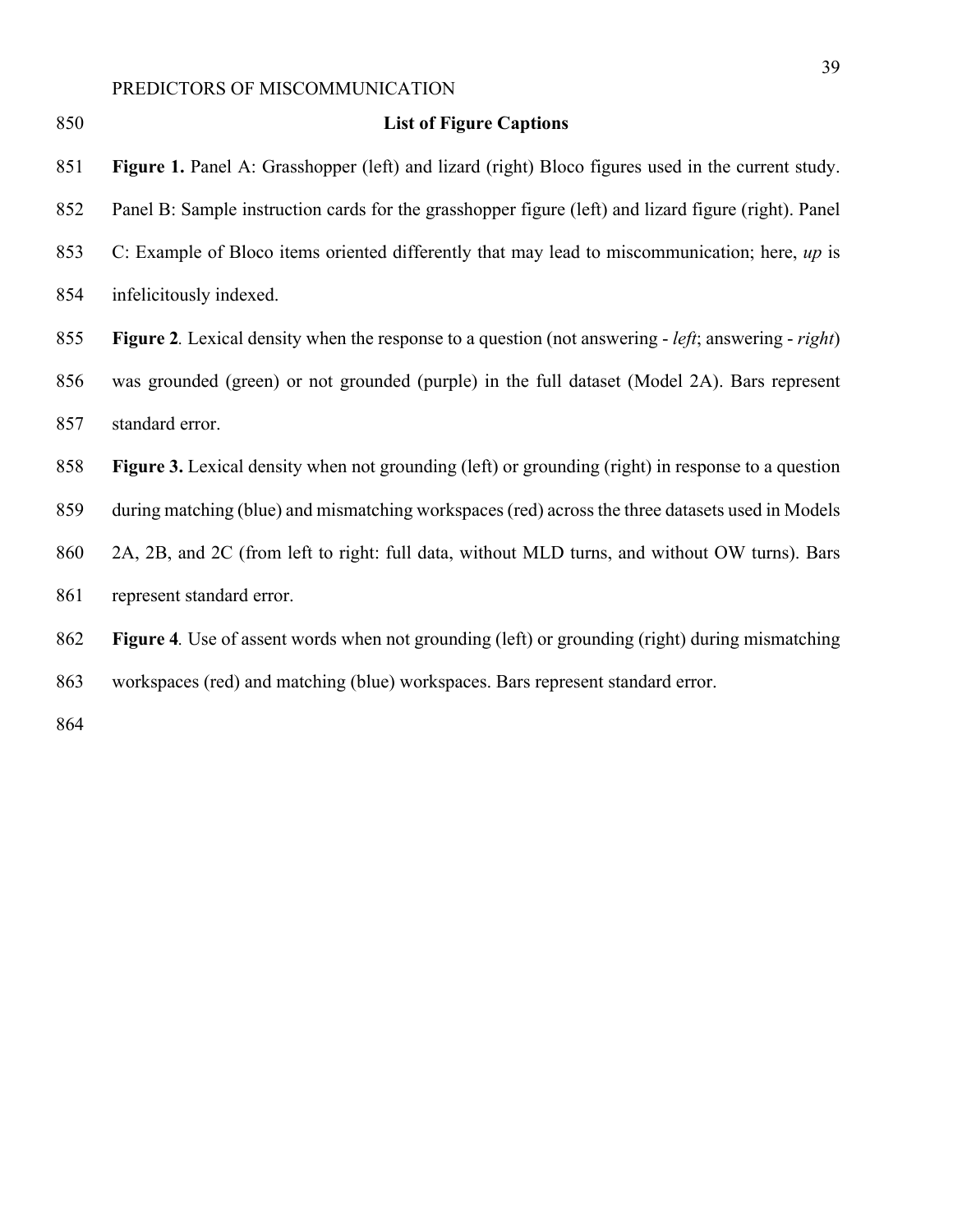## List of Figure Captions

**Figure 1.** Panel A: Grasshopper (left) and lizard (right) Bloco figures used in the current study. Panel B: Sample instruction cards for the grasshopper figure (left) and lizard figure (right). Panel C: Example of Bloco items oriented differently that may lead to miscommunication; here, *up* is infelicitously indexed.

**Figure 2**. Lexical density when the response to a question (not answering - *left*; answering - *right*) was grounded (green) or not grounded (purple) in the full dataset (Model 2A). Bars represent standard error.

**Figure 3.** Lexical density when not grounding (left) or grounding (right) in response to a question during matching (blue) and mismatching workspaces (red) across the three datasets used in Models 2A, 2B, and 2C (from left to right: full data, without MLD turns, and without OW turns). Bars represent standard error.

**Figure 4**. Use of assent words when not grounding (left) or grounding (right) during mismatching workspaces (red) and matching (blue) workspaces. Bars represent standard error.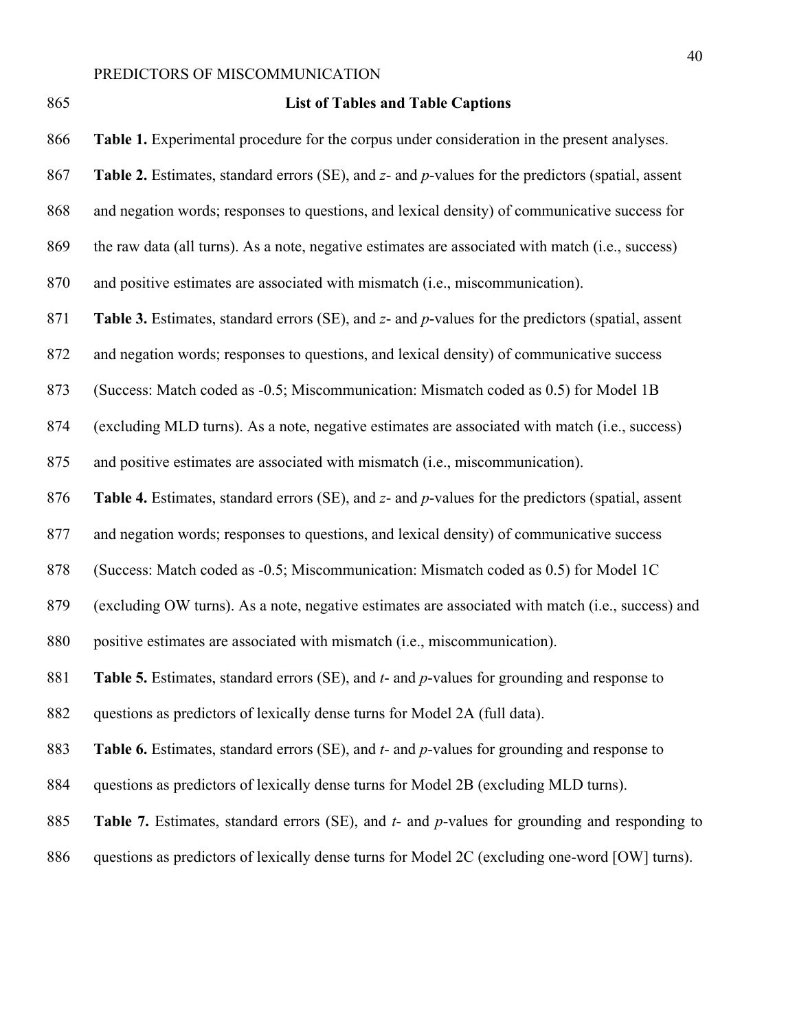## List of Tables and Table Captions

**Table 1.** Experimental procedure for the corpus under consideration in the present analyses.

**Table 2.** Estimates, standard errors (SE), and *z*- and *p*-values for the predictors (spatial, assent and negation words; responses to questions, and lexical density) of communicative success for the raw data (all turns). As a note, negative estimates are associated with match (i.e., success) and positive estimates are associated with mismatch (i.e., miscommunication).

**Table 3.** Estimates, standard errors (SE), and *z*- and *p*-values for the predictors (spatial, assent and negation words; responses to questions, and lexical density) of communicative success (Success: Match coded as -0.5; Miscommunication: Mismatch coded as 0.5) for Model 1B (excluding MLD turns). As a note, negative estimates are associated with match (i.e., success) and positive estimates are associated with mismatch (i.e., miscommunication).

**Table 4.** Estimates, standard errors (SE), and *z*- and *p*-values for the predictors (spatial, assent and negation words; responses to questions, and lexical density) of communicative success (Success: Match coded as -0.5; Miscommunication: Mismatch coded as 0.5) for Model 1C (excluding OW turns). As a note, negative estimates are associated with match (i.e., success) and positive estimates are associated with mismatch (i.e., miscommunication).

**Table 5.** Estimates, standard errors (SE), and *t*- and *p*-values for grounding and response to questions as predictors of lexically dense turns for Model 2A (full data).

**Table 6.** Estimates, standard errors (SE), and *t*- and *p*-values for grounding and response to questions as predictors of lexically dense turns for Model 2B (excluding MLD turns).

**Table 7.** Estimates, standard errors (SE), and *t*- and *p*-values for grounding and responding to questions as predictors of lexically dense turns for Model 2C (excluding one-word [OW] turns).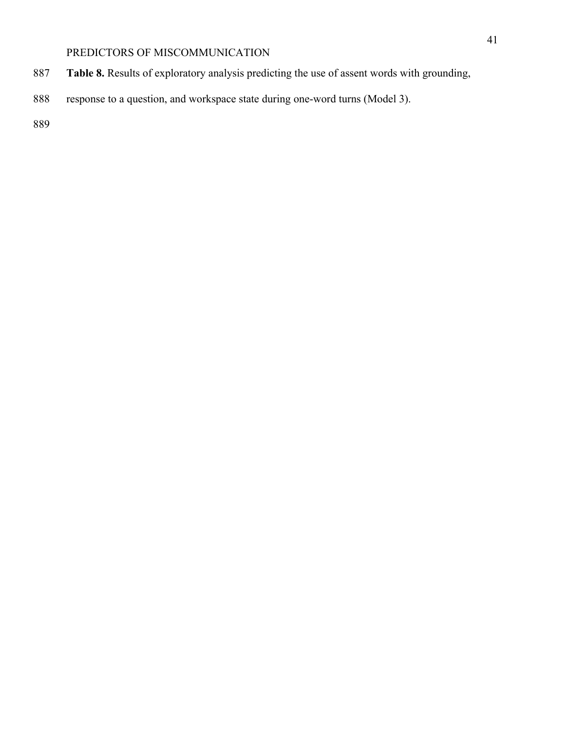**Table 8.** Results of exploratory analysis predicting the use of assent words with grounding, response to a question, and workspace state during one-word turns (Model 3).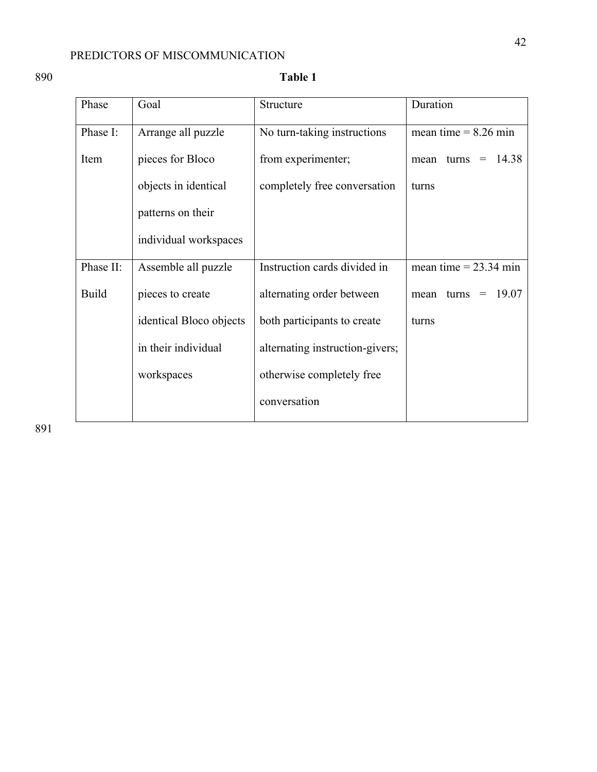**Table 1**

| Phase | Goal | Structure | Duration |
|---|---|---|---|
| Phase I: Item | Arrange all puzzle pieces for Bloco objects in identical patterns on their individual workspaces | No turn-taking instructions from experimenter; completely free conversation | mean time = 8.26 min mean turns = 14.38 turns |
| Phase II: Build | Assemble all puzzle pieces to create identical Bloco objects in their individual workspaces | Instruction cards divided in alternating order between both participants to create alternating instruction-givers; otherwise completely free conversation | mean time = 23.34 min mean turns = 19.07 turns |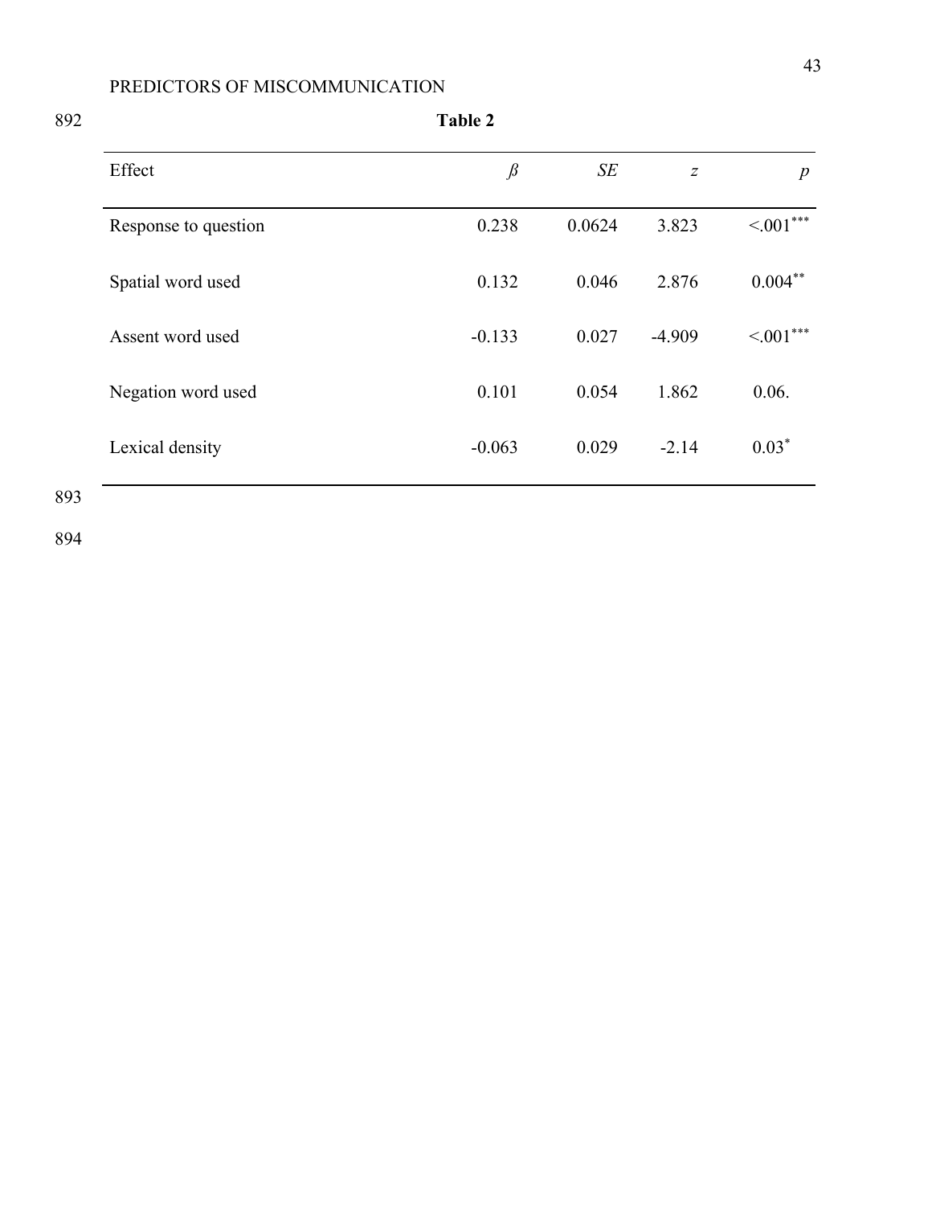**Table 2**

| Effect | *ß* | *SE* | *z* | *p* |
|---|---|---|---|---|
| Response to question | 0.238 | 0.0624 | 3.823 | <.001*** |
| Spatial word used | 0.132 | 0.046 | 2.876 | 0.004** |
| Assent word used | -0.133 | 0.027 | -4.909 | <.001*** |
| Negation word used | 0.101 | 0.054 | 1.862 | 0.06. |
| Lexical density | -0.063 | 0.029 | -2.14 | 0.03* |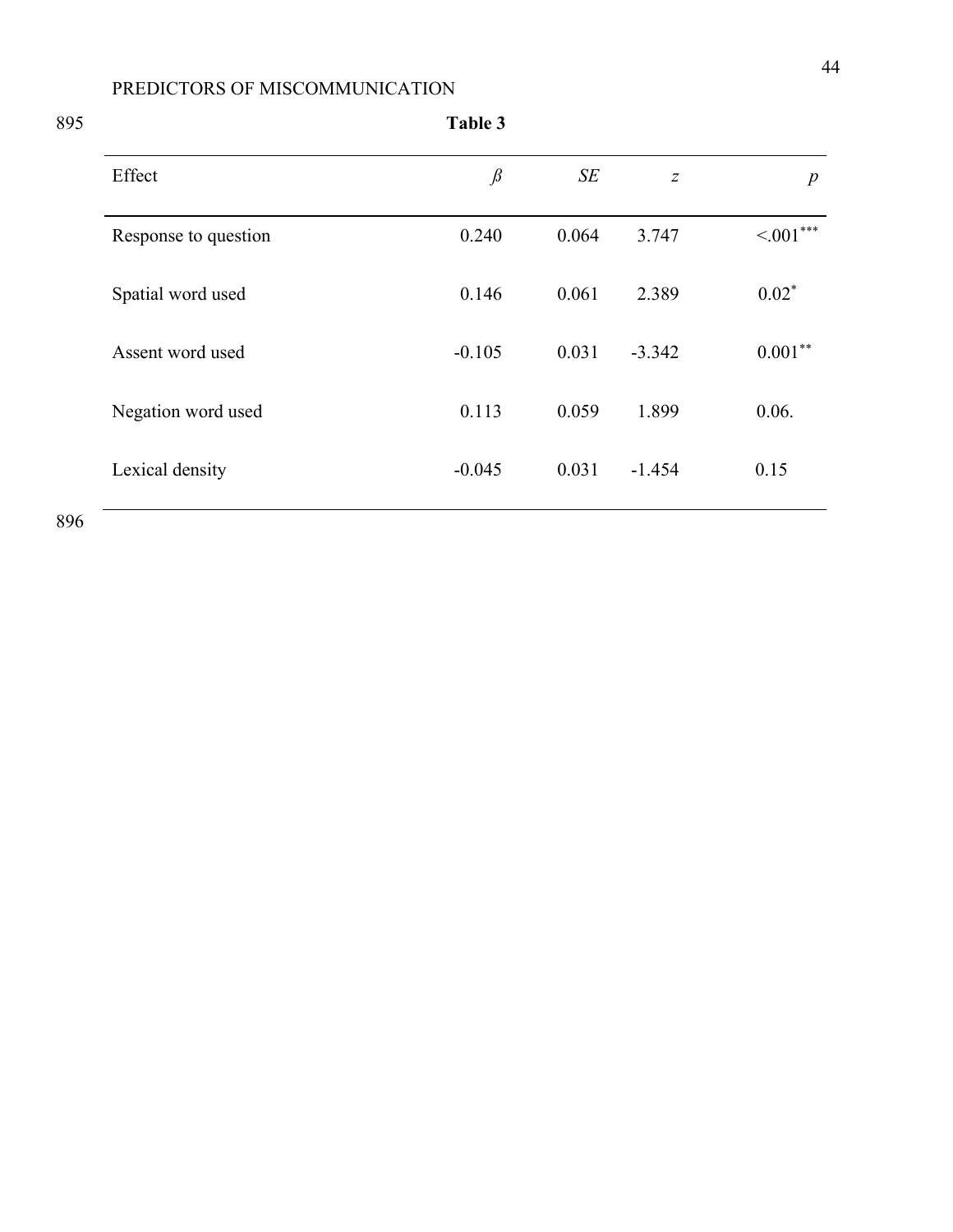**Table 3**

| Effect | *ß* | *SE* | *z* | *p* |
|---|---|---|---|---|
| Response to question | 0.240 | 0.064 | 3.747 | <.001*** |
| Spatial word used | 0.146 | 0.061 | 2.389 | 0.02* |
| Assent word used | -0.105 | 0.031 | -3.342 | 0.001** |
| Negation word used | 0.113 | 0.059 | 1.899 | 0.06. |
| Lexical density | -0.045 | 0.031 | -1.454 | 0.15 |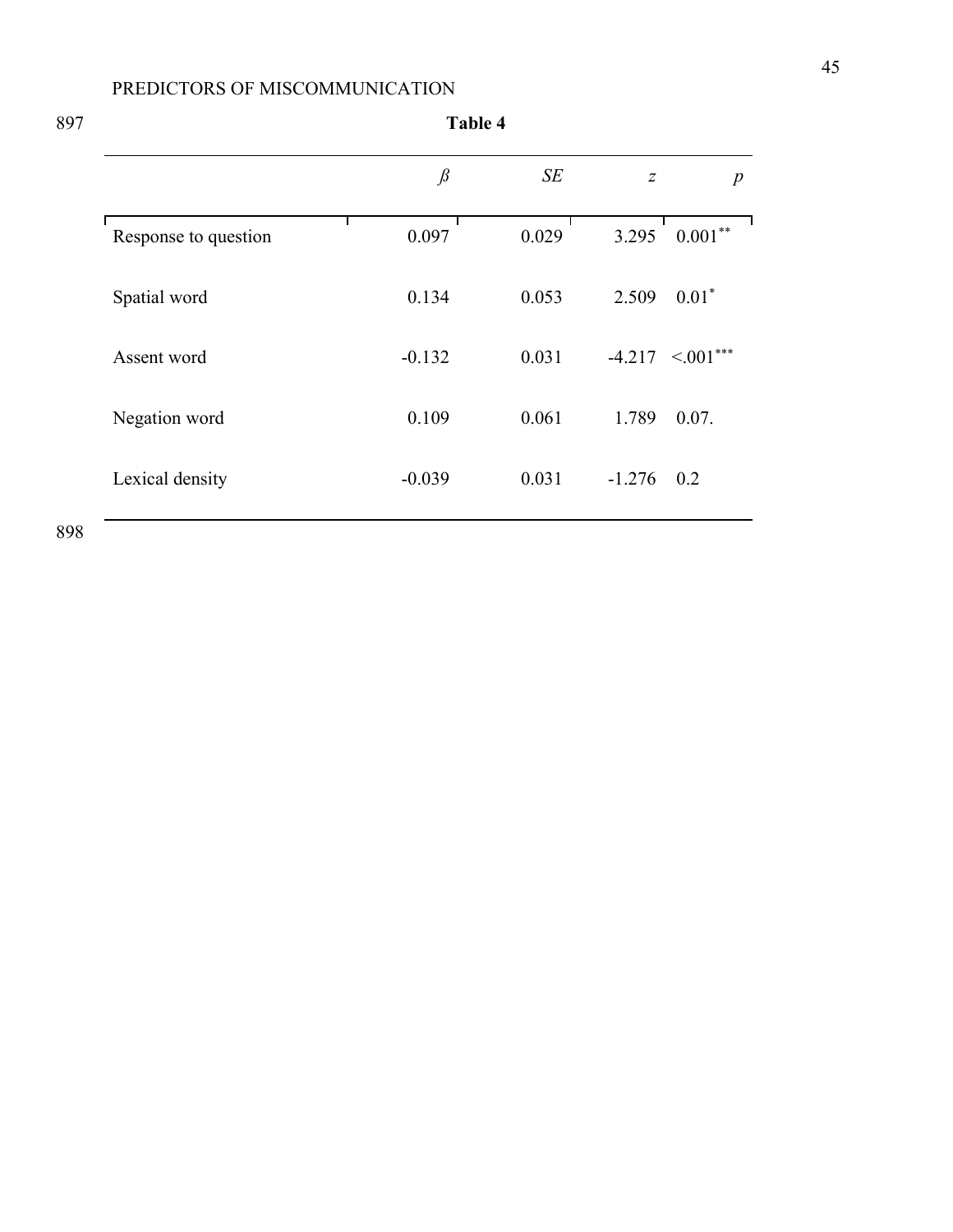**Table 4**

| | *ß* | *SE* | *z* | *p* |
|---|---|---|---|---|
| Response to question | 0.097 | 0.029 | 3.295 | 0.001** |
| Spatial word | 0.134 | 0.053 | 2.509 | 0.01* |
| Assent word | -0.132 | 0.031 | -4.217 | <.001*** |
| Negation word | 0.109 | 0.061 | 1.789 | 0.07. |
| Lexical density | -0.039 | 0.031 | -1.276 | 0.2 |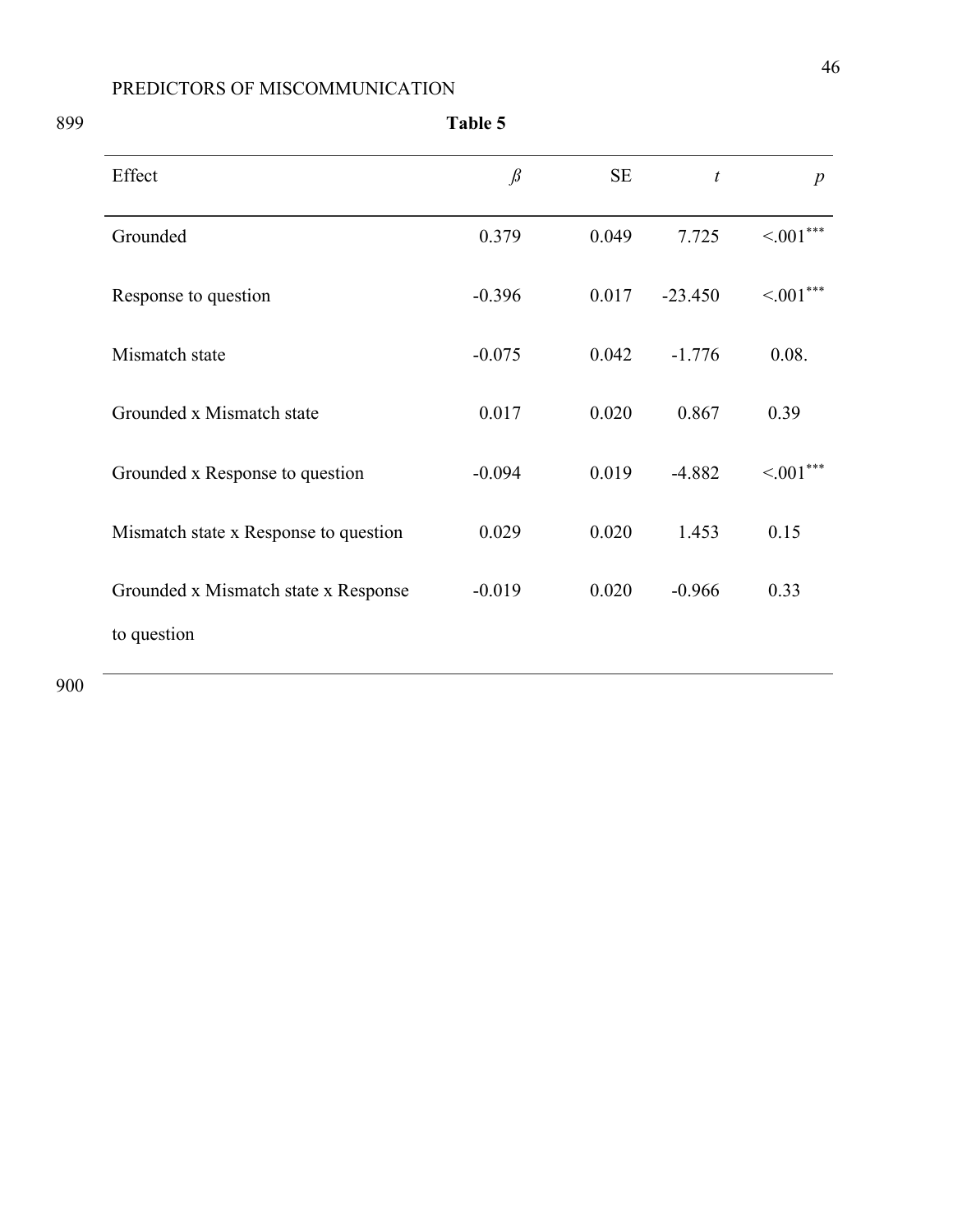**Table 5**

| Effect | *ß* | SE | *t* | *p* |
|---|---|---|---|---|
| Grounded | 0.379 | 0.049 | 7.725 | <.001*** |
| Response to question | -0.396 | 0.017 | -23.450 | <.001*** |
| Mismatch state | -0.075 | 0.042 | -1.776 | 0.08. |
| Grounded x Mismatch state | 0.017 | 0.020 | 0.867 | 0.39 |
| Grounded x Response to question | -0.094 | 0.019 | -4.882 | <.001*** |
| Mismatch state x Response to question | 0.029 | 0.020 | 1.453 | 0.15 |
| Grounded x Mismatch state x Response to question | -0.019 | 0.020 | -0.966 | 0.33 |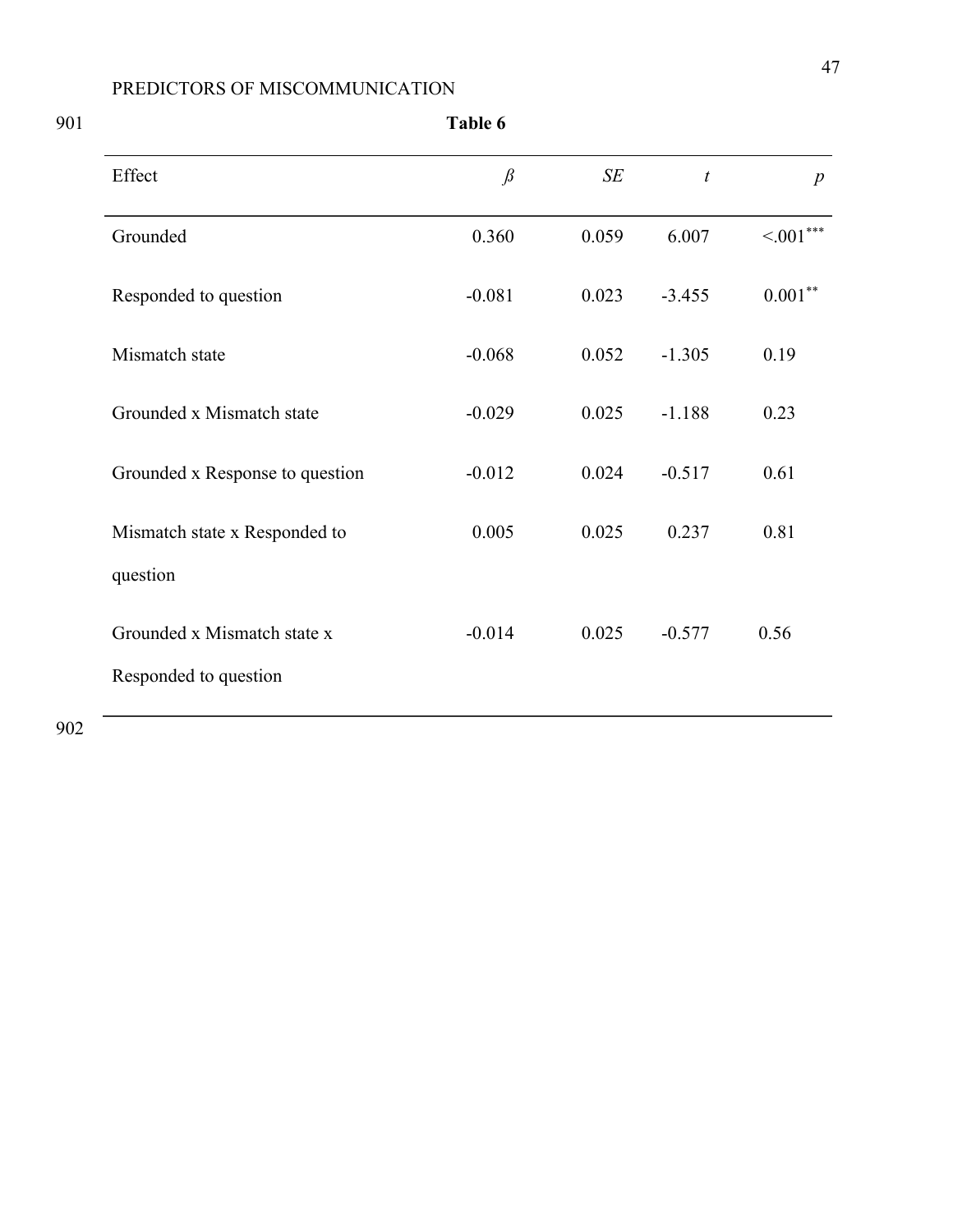**Table 6**

| Effect | *ß* | *SE* | *t* | *p* |
|---|---|---|---|---|
| Grounded | 0.360 | 0.059 | 6.007 | <.001*** |
| Responded to question | -0.081 | 0.023 | -3.455 | 0.001** |
| Mismatch state | -0.068 | 0.052 | -1.305 | 0.19 |
| Grounded x Mismatch state | -0.029 | 0.025 | -1.188 | 0.23 |
| Grounded x Response to question | -0.012 | 0.024 | -0.517 | 0.61 |
| Mismatch state x Responded to question | 0.005 | 0.025 | 0.237 | 0.81 |
| Grounded x Mismatch state x Responded to question | -0.014 | 0.025 | -0.577 | 0.56 |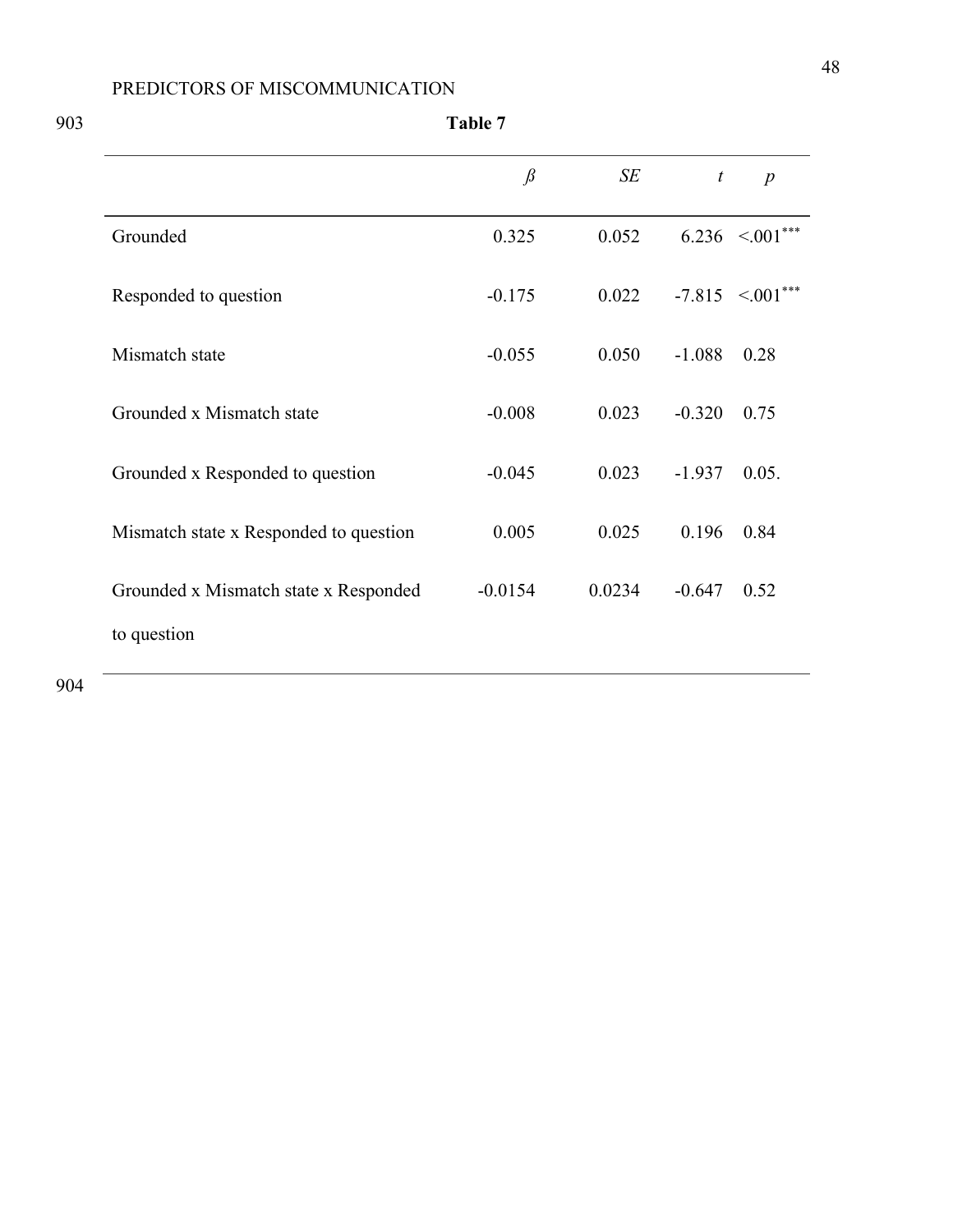**Table 7**

| | *ß* | *SE* | *t* | *p* |
|---|---|---|---|---|
| Grounded | 0.325 | 0.052 | 6.236 | <.001*** |
| Responded to question | -0.175 | 0.022 | -7.815 | <.001*** |
| Mismatch state | -0.055 | 0.050 | -1.088 | 0.28 |
| Grounded x Mismatch state | -0.008 | 0.023 | -0.320 | 0.75 |
| Grounded x Responded to question | -0.045 | 0.023 | -1.937 | 0.05. |
| Mismatch state x Responded to question | 0.005 | 0.025 | 0.196 | 0.84 |
| Grounded x Mismatch state x Responded to question | -0.0154 | 0.0234 | -0.647 | 0.52 |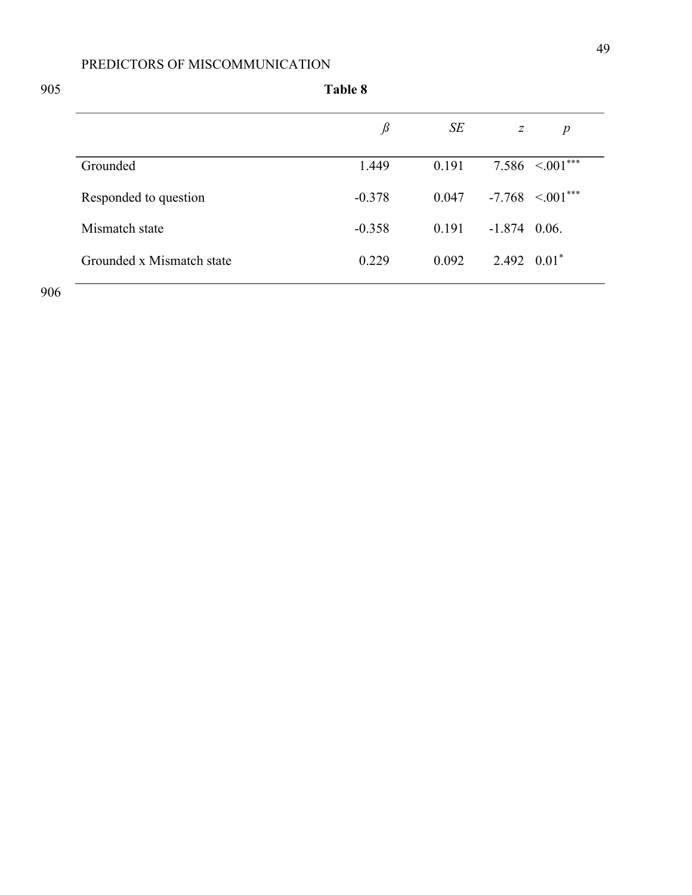**Table 8**

| | *ß* | *SE* | *z* | *p* |
|---|---|---|---|---|
| Grounded | 1.449 | 0.191 | 7.586 | <.001*** |
| Responded to question | -0.378 | 0.047 | -7.768 | <.001*** |
| Mismatch state | -0.358 | 0.191 | -1.874 | 0.06. |
| Grounded x Mismatch state | 0.229 | 0.092 | 2.492 | 0.01* |